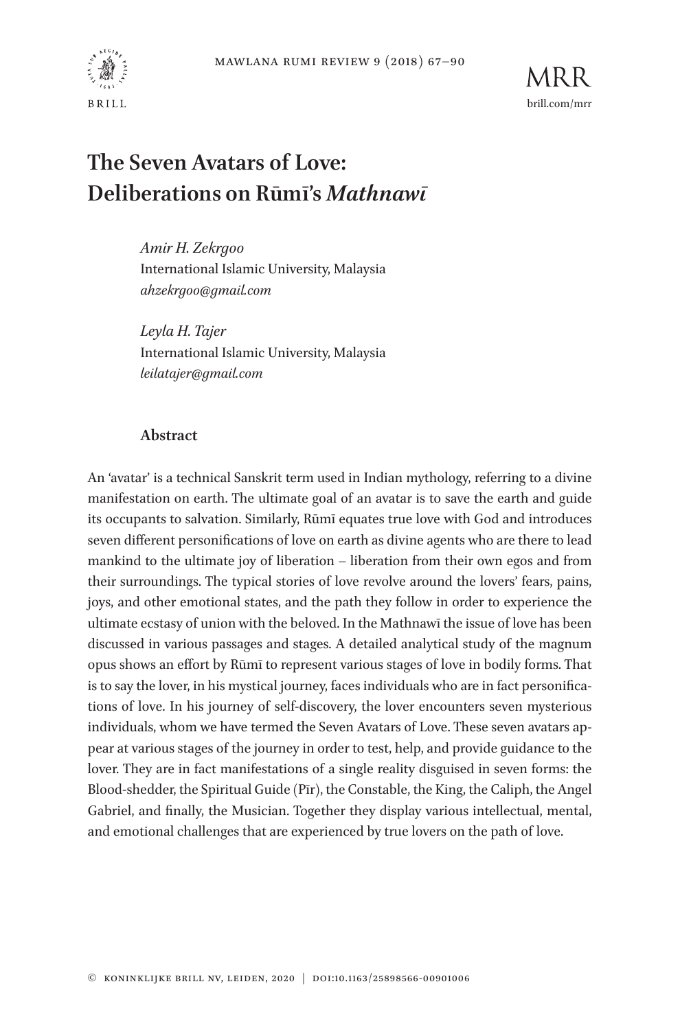# The Seven Avatars of Love: Deliberations on Rūmī's *Mathnawī*

*Amir H. Zekrgoo*
International Islamic University, Malaysia
*ahzekrgoo@gmail.com*

*Leyla H. Tajer*
International Islamic University, Malaysia
*leilatajer@gmail.com*

## Abstract

An 'avatar' is a technical Sanskrit term used in Indian mythology, referring to a divine manifestation on earth. The ultimate goal of an avatar is to save the earth and guide its occupants to salvation. Similarly, Rūmī equates true love with God and introduces seven different personifications of love on earth as divine agents who are there to lead mankind to the ultimate joy of liberation – liberation from their own egos and from their surroundings. The typical stories of love revolve around the lovers' fears, pains, joys, and other emotional states, and the path they follow in order to experience the ultimate ecstasy of union with the beloved. In the Mathnawī the issue of love has been discussed in various passages and stages. A detailed analytical study of the magnum opus shows an effort by Rūmī to represent various stages of love in bodily forms. That is to say the lover, in his mystical journey, faces individuals who are in fact personifications of love. In his journey of self-discovery, the lover encounters seven mysterious individuals, whom we have termed the Seven Avatars of Love. These seven avatars appear at various stages of the journey in order to test, help, and provide guidance to the lover. They are in fact manifestations of a single reality disguised in seven forms: the Blood-shedder, the Spiritual Guide (Pīr), the Constable, the King, the Caliph, the Angel Gabriel, and finally, the Musician. Together they display various intellectual, mental, and emotional challenges that are experienced by true lovers on the path of love.

© Koninklijke Brill NV, Leiden, 2020 | DOI:10.1163/25898566-00901006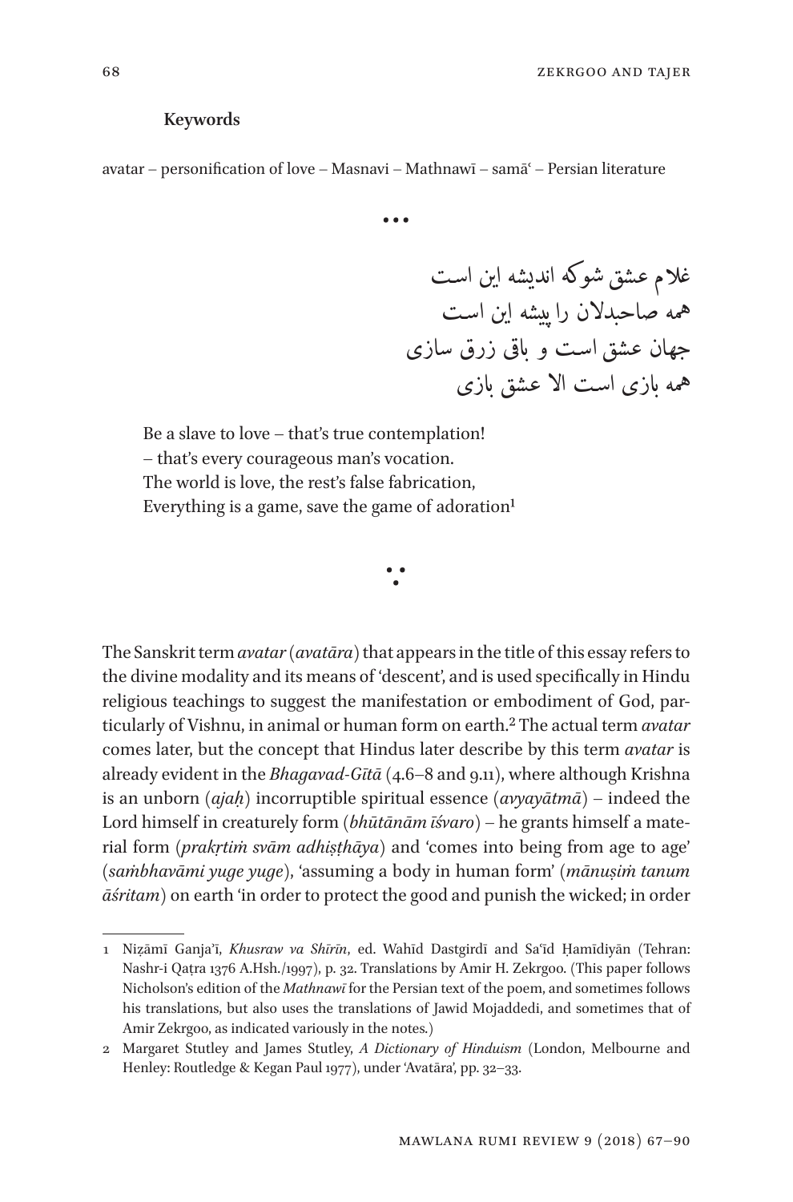**Keywords**

avatar – personification of love – Masnavi – Mathnawī – samāʿ – Persian literature

•••

غلام عشق شو که اندیشه این است
همه صاحبدلان را پیشه این است
جهان عشق است و باقی زرق سازی
همه بازی است الا عشق بازی

Be a slave to love – that's true contemplation!
– that's every courageous man's vocation.
The world is love, the rest's false fabrication,
Everything is a game, save the game of adoration[1]

∴

The Sanskrit term *avatar* (*avatāra*) that appears in the title of this essay refers to the divine modality and its means of 'descent', and is used specifically in Hindu religious teachings to suggest the manifestation or embodiment of God, particularly of Vishnu, in animal or human form on earth.[2] The actual term *avatar* comes later, but the concept that Hindus later describe by this term *avatar* is already evident in the *Bhagavad-Gītā* (4.6–8 and 9.11), where although Krishna is an unborn (*ajaḥ*) incorruptible spiritual essence (*avyayātmā*) – indeed the Lord himself in creaturely form (*bhūtānām īśvaro*) – he grants himself a material form (*prakṛtiṁ svām adhiṣṭhāya*) and 'comes into being from age to age' (*saṁbhavāmi yuge yuge*), 'assuming a body in human form' (*mānuṣiṁ tanum āśritam*) on earth 'in order to protect the good and punish the wicked; in order

---

1 Niẓāmī Ganja'ī, *Khusraw va Shīrīn*, ed. Waḥīd Dastgirdī and Saʿīd Ḥamīdiyān (Tehran: Nashr-i Qaṭra 1376 A.Hsh./1997), p. 32. Translations by Amir H. Zekrgoo. (This paper follows Nicholson's edition of the *Mathnawī* for the Persian text of the poem, and sometimes follows his translations, but also uses the translations of Jawid Mojaddedi, and sometimes that of Amir Zekrgoo, as indicated variously in the notes.)

2 Margaret Stutley and James Stutley, *A Dictionary of Hinduism* (London, Melbourne and Henley: Routledge & Kegan Paul 1977), under 'Avatāra', pp. 32–33.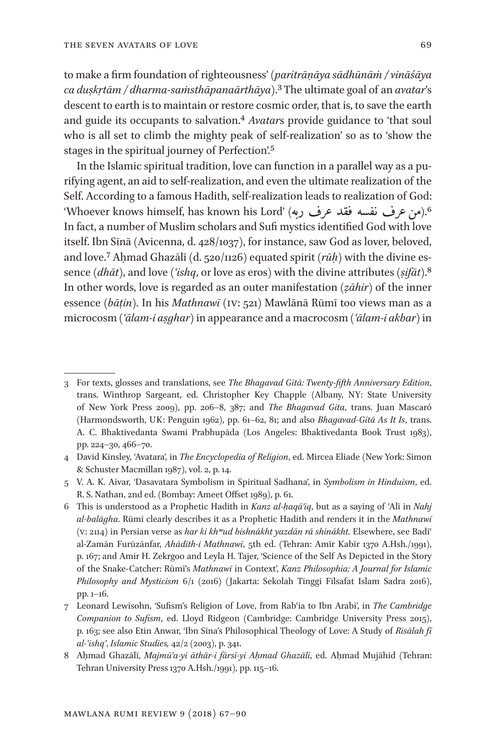to make a firm foundation of righteousness' (*paritrāṇāya sādhūnāṁ / vināśāya ca duṣkṛtām / dharma-saṁsthāpanaārthāya*).[3] The ultimate goal of an *avatar*'s descent to earth is to maintain or restore cosmic order, that is, to save the earth and guide its occupants to salvation.[4] *Avatar*s provide guidance to 'that soul who is all set to climb the mighty peak of self-realization' so as to 'show the stages in the spiritual journey of Perfection'.[5]

In the Islamic spiritual tradition, love can function in a parallel way as a purifying agent, an aid to self-realization, and even the ultimate realization of the Self. According to a famous Hadith, self-realization leads to realization of God: 'Whoever knows himself, has known his Lord' (من عرف نفسه فقد عرف ربه).[6] In fact, a number of Muslim scholars and Sufi mystics identified God with love itself. Ibn Sīnā (Avicenna, d. 428/1037), for instance, saw God as lover, beloved, and love.[7] Aḥmad Ghazālī (d. 520/1126) equated spirit (*rūḥ*) with the divine essence (*dhāt*), and love (*'ishq*, or love as eros) with the divine attributes (*ṣifāt*).[8] In other words, love is regarded as an outer manifestation (*ẓāhir*) of the inner essence (*bāṭin*). In his *Mathnawī* (IV: 521) Mawlānā Rūmī too views man as a microcosm (*'ālam-i aṣghar*) in appearance and a macrocosm (*'ālam-i akbar*) in

---

3 For texts, glosses and translations, see *The Bhagavad Gītā: Twenty-fifth Anniversary Edition*, trans. Winthrop Sargeant, ed. Christopher Key Chapple (Albany, NY: State University of New York Press 2009), pp. 206–8, 387; and *The Bhagavad Gita*, trans. Juan Mascaró (Harmondsworth, UK: Penguin 1962), pp. 61–62, 81; and also *Bhagavad-Gītā As It Is*, trans. A. C. Bhaktivedanta Swami Prabhupāda (Los Angeles: Bhaktivedanta Book Trust 1983), pp. 224–30, 466–70.

4 David Kinsley, 'Avatara', in *The Encyclopedia of Religion*, ed. Mircea Eliade (New York: Simon & Schuster Macmillan 1987), vol. 2, p. 14.

5 V. A. K. Aivar, 'Dasavatara Symbolism in Spiritual Sadhana', in *Symbolism in Hinduism*, ed. R. S. Nathan, 2nd ed. (Bombay: Ameet Offset 1989), p. 61.

6 This is understood as a Prophetic Hadith in *Kanz al-ḥaqā'iq*, but as a saying of 'Alī in *Nahj al-balāgha*. Rūmī clearly describes it as a Prophetic Hadith and renders it in the *Mathnawī* (V: 2114) in Persian verse as *har ki khʷud bishnākht yazdān rā shinākht.* Elsewhere, see Badī' al-Zamān Furūzānfar, *Aḥādīth-i Mathnawī*, 5th ed. (Tehran: Amīr Kabīr 1370 A.Hsh./1991), p. 167; and Amir H. Zekrgoo and Leyla H. Tajer, 'Science of the Self As Depicted in the Story of the Snake-Catcher: Rūmī's *Mathnawī* in Context', *Kanz Philosophia: A Journal for Islamic Philosophy and Mysticism* 6/1 (2016) (Jakarta: Sekolah Tinggi Filsafat Islam Sadra 2016), pp. 1–16.

7 Leonard Lewisohn, 'Sufism's Religion of Love, from Rab'ia to Ibn Arabi', in *The Cambridge Companion to Sufism*, ed. Lloyd Ridgeon (Cambridge: Cambridge University Press 2015), p. 163; see also Etin Anwar, 'Ibn Sīna's Philosophical Theology of Love: A Study of *Risālah fī al-'ishq'*, *Islamic Studies,* 42/2 (2003), p. 341.

8 Aḥmad Ghazālī, *Majmū'a-yi āthār-i fārsī-yi Aḥmad Ghazālī*, ed. Aḥmad Mujāhid (Tehran: Tehran University Press 1370 A.Hsh./1991), pp. 115–16.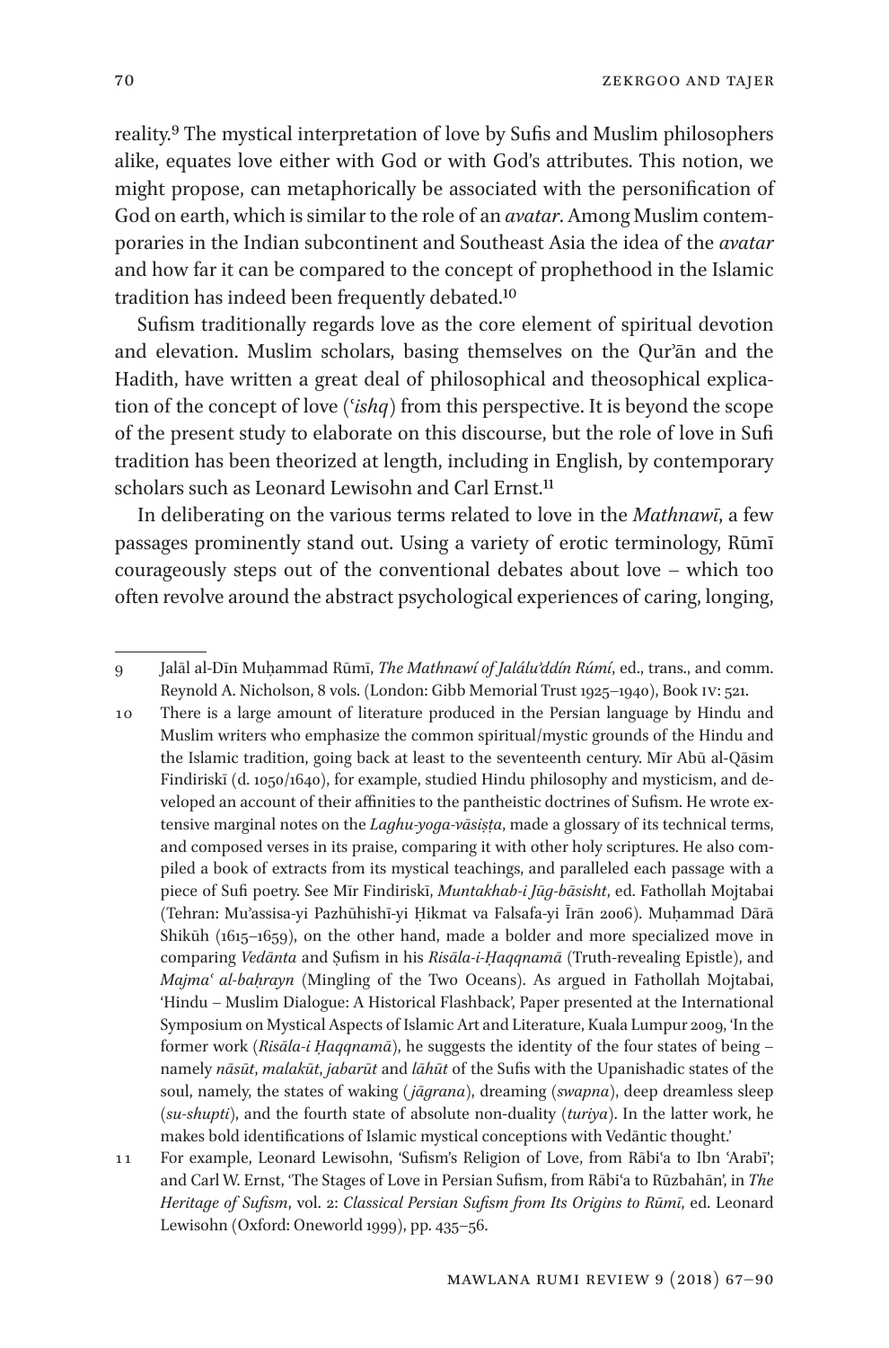reality.[9] The mystical interpretation of love by Sufis and Muslim philosophers alike, equates love either with God or with God's attributes. This notion, we might propose, can metaphorically be associated with the personification of God on earth, which is similar to the role of an *avatar*. Among Muslim contemporaries in the Indian subcontinent and Southeast Asia the idea of the *avatar* and how far it can be compared to the concept of prophethood in the Islamic tradition has indeed been frequently debated.[10]

Sufism traditionally regards love as the core element of spiritual devotion and elevation. Muslim scholars, basing themselves on the Qur'ān and the Hadith, have written a great deal of philosophical and theosophical explication of the concept of love (*ʿishq*) from this perspective. It is beyond the scope of the present study to elaborate on this discourse, but the role of love in Sufi tradition has been theorized at length, including in English, by contemporary scholars such as Leonard Lewisohn and Carl Ernst.[11]

In deliberating on the various terms related to love in the *Mathnawī*, a few passages prominently stand out. Using a variety of erotic terminology, Rūmī courageously steps out of the conventional debates about love – which too often revolve around the abstract psychological experiences of caring, longing,

---

9 Jalāl al-Dīn Muḥammad Rūmī, *The Mathnawí of Jalálu'ddín Rúmí*, ed., trans., and comm. Reynold A. Nicholson, 8 vols. (London: Gibb Memorial Trust 1925–1940), Book IV: 521.

10 There is a large amount of literature produced in the Persian language by Hindu and Muslim writers who emphasize the common spiritual/mystic grounds of the Hindu and the Islamic tradition, going back at least to the seventeenth century. Mīr Abū al-Qāsim Findiriskī (d. 1050/1640), for example, studied Hindu philosophy and mysticism, and developed an account of their affinities to the pantheistic doctrines of Sufism. He wrote extensive marginal notes on the *Laghu-yoga-vāsiṣṭa*, made a glossary of its technical terms, and composed verses in its praise, comparing it with other holy scriptures. He also compiled a book of extracts from its mystical teachings, and paralleled each passage with a piece of Sufi poetry. See Mīr Findiriskī, *Muntakhab-i Jūg-bāsisht*, ed. Fathollah Mojtabai (Tehran: Mu'assisa-yi Pazhūhishī-yi Ḥikmat va Falsafa-yi Īrān 2006). Muḥammad Dārā Shikūh (1615–1659), on the other hand, made a bolder and more specialized move in comparing *Vedānta* and Ṣufism in his *Risāla-i-Ḥaqqnamā* (Truth-revealing Epistle), and *Majmaʿ al-baḥrayn* (Mingling of the Two Oceans). As argued in Fathollah Mojtabai, 'Hindu – Muslim Dialogue: A Historical Flashback', Paper presented at the International Symposium on Mystical Aspects of Islamic Art and Literature, Kuala Lumpur 2009, 'In the former work (*Risāla-i Ḥaqqnamā*), he suggests the identity of the four states of being – namely *nāsūt*, *malakūt*, *jabarūt* and *lāhūt* of the Sufis with the Upanishadic states of the soul, namely, the states of waking (*jāgrana*), dreaming (*swapna*), deep dreamless sleep (*su-shupti*), and the fourth state of absolute non-duality (*turiya*). In the latter work, he makes bold identifications of Islamic mystical conceptions with Vedāntic thought.'

11 For example, Leonard Lewisohn, 'Sufism's Religion of Love, from Rābiʿa to Ibn ʿArabī'; and Carl W. Ernst, 'The Stages of Love in Persian Sufism, from Rābiʿa to Rūzbahān', in *The Heritage of Sufism*, vol. 2: *Classical Persian Sufism from Its Origins to Rūmī*, ed. Leonard Lewisohn (Oxford: Oneworld 1999), pp. 435–56.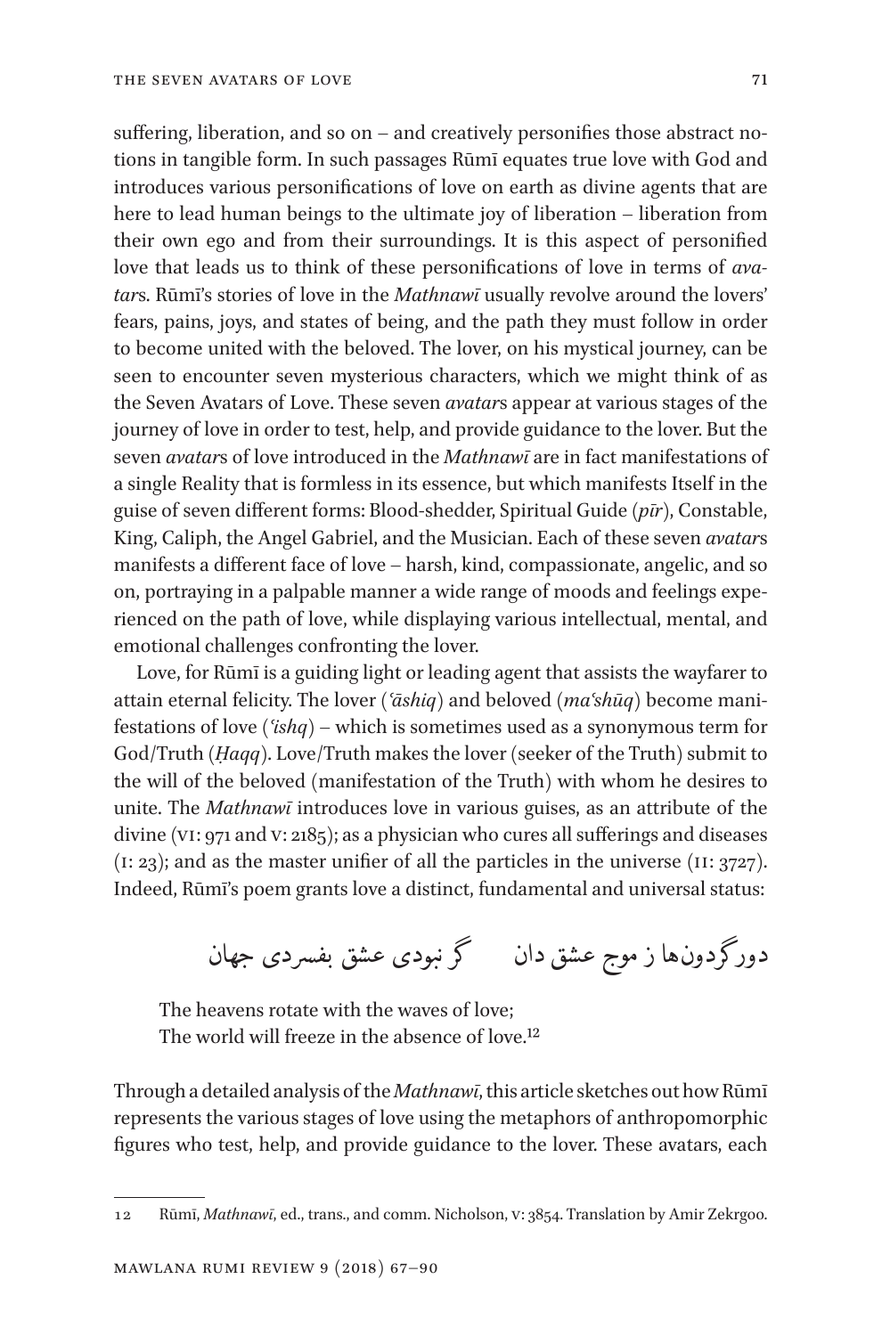suffering, liberation, and so on – and creatively personifies those abstract notions in tangible form. In such passages Rūmī equates true love with God and introduces various personifications of love on earth as divine agents that are here to lead human beings to the ultimate joy of liberation – liberation from their own ego and from their surroundings. It is this aspect of personified love that leads us to think of these personifications of love in terms of *avatar*s. Rūmī's stories of love in the *Mathnawī* usually revolve around the lovers' fears, pains, joys, and states of being, and the path they must follow in order to become united with the beloved. The lover, on his mystical journey, can be seen to encounter seven mysterious characters, which we might think of as the Seven Avatars of Love. These seven *avatar*s appear at various stages of the journey of love in order to test, help, and provide guidance to the lover. But the seven *avatar*s of love introduced in the *Mathnawī* are in fact manifestations of a single Reality that is formless in its essence, but which manifests Itself in the guise of seven different forms: Blood-shedder, Spiritual Guide (*pīr*), Constable, King, Caliph, the Angel Gabriel, and the Musician. Each of these seven *avatar*s manifests a different face of love – harsh, kind, compassionate, angelic, and so on, portraying in a palpable manner a wide range of moods and feelings experienced on the path of love, while displaying various intellectual, mental, and emotional challenges confronting the lover.

Love, for Rūmī is a guiding light or leading agent that assists the wayfarer to attain eternal felicity. The lover (*ʿāshiq*) and beloved (*maʿshūq*) become manifestations of love (*ʿishq*) – which is sometimes used as a synonymous term for God/Truth (*Ḥaqq*). Love/Truth makes the lover (seeker of the Truth) submit to the will of the beloved (manifestation of the Truth) with whom he desires to unite. The *Mathnawī* introduces love in various guises, as an attribute of the divine (VI: 971 and V: 2185); as a physician who cures all sufferings and diseases (I: 23); and as the master unifier of all the particles in the universe (II: 3727). Indeed, Rūmī's poem grants love a distinct, fundamental and universal status:

دور گردون‌ها ز موج عشق دان &nbsp;&nbsp;&nbsp; گر نبودی عشق بفسردی جهان

> The heavens rotate with the waves of love;
> The world will freeze in the absence of love.[12]

Through a detailed analysis of the *Mathnawī*, this article sketches out how Rūmī represents the various stages of love using the metaphors of anthropomorphic figures who test, help, and provide guidance to the lover. These avatars, each

---

12 Rūmī, *Mathnawī*, ed., trans., and comm. Nicholson, V: 3854. Translation by Amir Zekrgoo.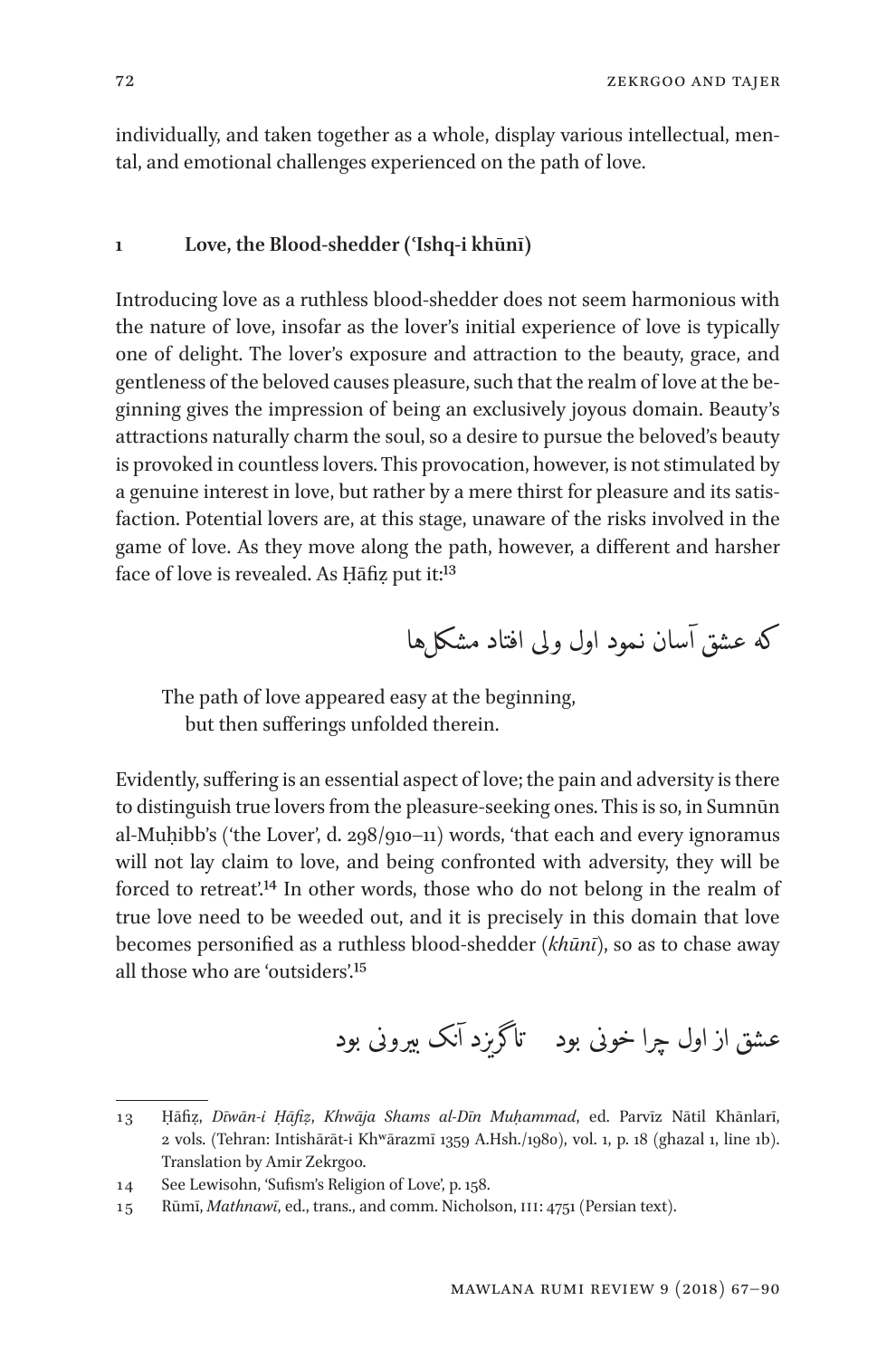individually, and taken together as a whole, display various intellectual, mental, and emotional challenges experienced on the path of love.

## 1 Love, the Blood-shedder (ʿIshq-i khūnī)

Introducing love as a ruthless blood-shedder does not seem harmonious with the nature of love, insofar as the lover's initial experience of love is typically one of delight. The lover's exposure and attraction to the beauty, grace, and gentleness of the beloved causes pleasure, such that the realm of love at the beginning gives the impression of being an exclusively joyous domain. Beauty's attractions naturally charm the soul, so a desire to pursue the beloved's beauty is provoked in countless lovers. This provocation, however, is not stimulated by a genuine interest in love, but rather by a mere thirst for pleasure and its satisfaction. Potential lovers are, at this stage, unaware of the risks involved in the game of love. As they move along the path, however, a different and harsher face of love is revealed. As Ḥāfiẓ put it:[13]

که عشق آسان نمود اول ولی افتاد مشکل‌ها

> The path of love appeared easy at the beginning,
> but then sufferings unfolded therein.

Evidently, suffering is an essential aspect of love; the pain and adversity is there to distinguish true lovers from the pleasure-seeking ones. This is so, in Sumnūn al-Muḥibb's ('the Lover', d. 298/910–11) words, 'that each and every ignoramus will not lay claim to love, and being confronted with adversity, they will be forced to retreat'.[14] In other words, those who do not belong in the realm of true love need to be weeded out, and it is precisely in this domain that love becomes personified as a ruthless blood-shedder (*khūnī*), so as to chase away all those who are 'outsiders'.[15]

عشق از اول چرا خونی بود    تا گریزد آنک بیرونی بود

---

13 Ḥāfiẓ, *Dīwān-i Ḥāfiẓ*, *Khwāja Shams al-Dīn Muḥammad*, ed. Parvīz Nātil Khānlarī, 2 vols. (Tehran: Intishārāt-i Khʷārazmī 1359 A.Hsh./1980), vol. 1, p. 18 (ghazal 1, line 1b). Translation by Amir Zekrgoo.

14 See Lewisohn, 'Sufism's Religion of Love', p. 158.

15 Rūmī, *Mathnawī*, ed., trans., and comm. Nicholson, III: 4751 (Persian text).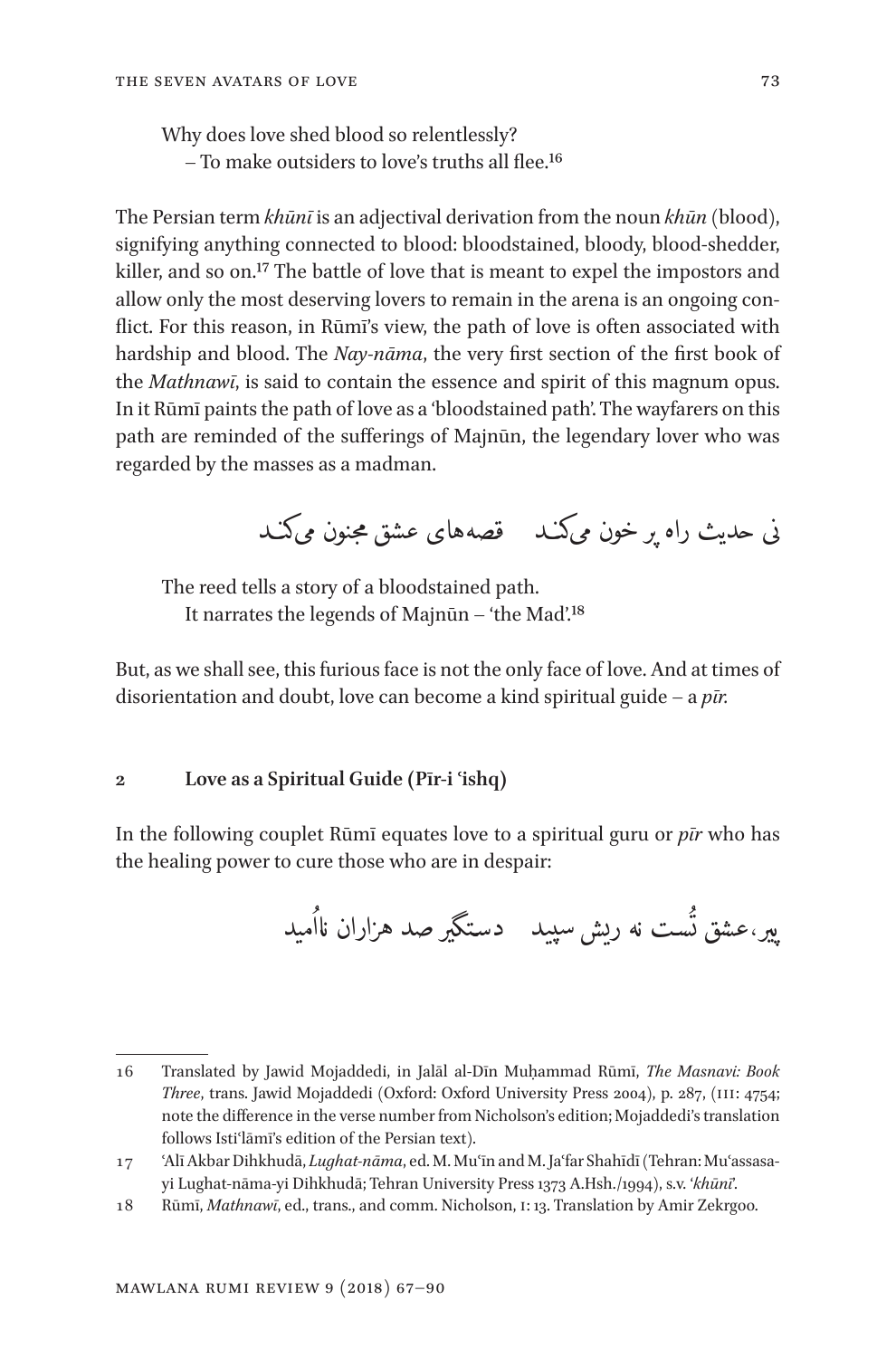Why does love shed blood so relentlessly?
– To make outsiders to love's truths all flee.[16]

The Persian term *khūnī* is an adjectival derivation from the noun *khūn* (blood), signifying anything connected to blood: bloodstained, bloody, blood-shedder, killer, and so on.[17] The battle of love that is meant to expel the impostors and allow only the most deserving lovers to remain in the arena is an ongoing conflict. For this reason, in Rūmī's view, the path of love is often associated with hardship and blood. The *Nay-nāma*, the very first section of the first book of the *Mathnawī*, is said to contain the essence and spirit of this magnum opus. In it Rūmī paints the path of love as a 'bloodstained path'. The wayfarers on this path are reminded of the sufferings of Majnūn, the legendary lover who was regarded by the masses as a madman.

نی حدیث راه پر خون می‌کند    قصه‌های عشق مجنون می‌کند

The reed tells a story of a bloodstained path.
It narrates the legends of Majnūn – 'the Mad'.[18]

But, as we shall see, this furious face is not the only face of love. And at times of disorientation and doubt, love can become a kind spiritual guide – a *pīr*.

## 2 Love as a Spiritual Guide (Pīr-i 'ishq)

In the following couplet Rūmī equates love to a spiritual guru or *pīr* who has the healing power to cure those who are in despair:

پیر، عشق تُست نه ریش سپید    دستگیر صد هزاران نااُمید

---

16 Translated by Jawid Mojaddedi, in Jalāl al-Dīn Muḥammad Rūmī, *The Masnavi: Book Three*, trans. Jawid Mojaddedi (Oxford: Oxford University Press 2004), p. 287, (III: 4754; note the difference in the verse number from Nicholson's edition; Mojaddedi's translation follows Isti'lāmī's edition of the Persian text).

17 'Alī Akbar Dihkhudā, *Lughat-nāma*, ed. M. Mu'īn and M. Ja'far Shahīdī (Tehran: Mu'assasa-yi Lughat-nāma-yi Dihkhudā; Tehran University Press 1373 A.Hsh./1994), s.v. '*khūnī*'.

18 Rūmī, *Mathnawī*, ed., trans., and comm. Nicholson, I: 13. Translation by Amir Zekrgoo.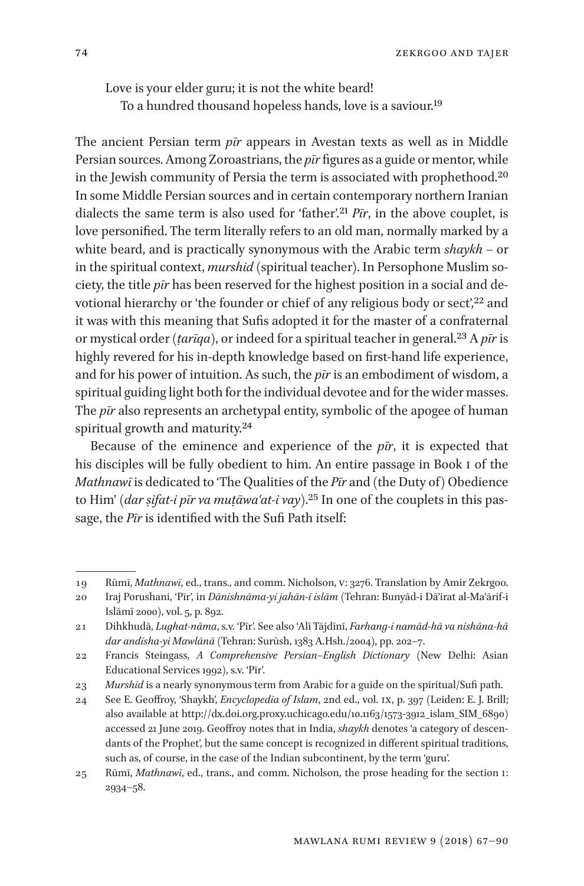Love is your elder guru; it is not the white beard!
To a hundred thousand hopeless hands, love is a saviour.[19]

The ancient Persian term *pīr* appears in Avestan texts as well as in Middle Persian sources. Among Zoroastrians, the *pīr* figures as a guide or mentor, while in the Jewish community of Persia the term is associated with prophethood.[20] In some Middle Persian sources and in certain contemporary northern Iranian dialects the same term is also used for 'father'.[21] *Pīr*, in the above couplet, is love personified. The term literally refers to an old man, normally marked by a white beard, and is practically synonymous with the Arabic term *shaykh* – or in the spiritual context, *murshid* (spiritual teacher). In Persophone Muslim society, the title *pīr* has been reserved for the highest position in a social and devotional hierarchy or 'the founder or chief of any religious body or sect',[22] and it was with this meaning that Sufis adopted it for the master of a confraternal or mystical order (*ṭarīqa*), or indeed for a spiritual teacher in general.[23] A *pīr* is highly revered for his in-depth knowledge based on first-hand life experience, and for his power of intuition. As such, the *pīr* is an embodiment of wisdom, a spiritual guiding light both for the individual devotee and for the wider masses. The *pīr* also represents an archetypal entity, symbolic of the apogee of human spiritual growth and maturity.[24]

Because of the eminence and experience of the *pīr*, it is expected that his disciples will be fully obedient to him. An entire passage in Book I of the *Mathnawī* is dedicated to 'The Qualities of the *Pīr* and (the Duty of) Obedience to Him' (*dar ṣifat-i pīr va muṭāwaʿat-i vay*).[25] In one of the couplets in this passage, the *Pīr* is identified with the Sufi Path itself:

---

19 Rūmī, *Mathnawī*, ed., trans., and comm. Nicholson, V: 3276. Translation by Amir Zekrgoo.

20 Iraj Porushani, 'Pīr', in *Dānishnāma-yi jahān-i islām* (Tehran: Bunyād-i Dā'irat al-Maʿārif-i Islāmī 2000), vol. 5, p. 892.

21 Dihkhudā, *Lughat-nāma*, s.v. 'Pīr'. See also ʿAlī Tājdīnī, *Farhang-i namād-hā va nishāna-hā dar andīsha-yi Mawlānā* (Tehran: Surūsh, 1383 A.Hsh./2004), pp. 202–7.

22 Francis Steingass, *A Comprehensive Persian–English Dictionary* (New Delhi: Asian Educational Services 1992), s.v. 'Pīr'.

23 *Murshid* is a nearly synonymous term from Arabic for a guide on the spiritual/Sufi path.

24 See E. Geoffroy, 'Shaykh', *Encyclopedia of Islam*, 2nd ed., vol. IX, p. 397 (Leiden: E. J. Brill; also available at http://dx.doi.org.proxy.uchicago.edu/10.1163/1573-3912_islam_SIM_6890) accessed 21 June 2019. Geoffroy notes that in India, *shaykh* denotes 'a category of descendants of the Prophet', but the same concept is recognized in different spiritual traditions, such as, of course, in the case of the Indian subcontinent, by the term 'guru'.

25 Rūmī, *Mathnawī*, ed., trans., and comm. Nicholson, the prose heading for the section I: 2934–58.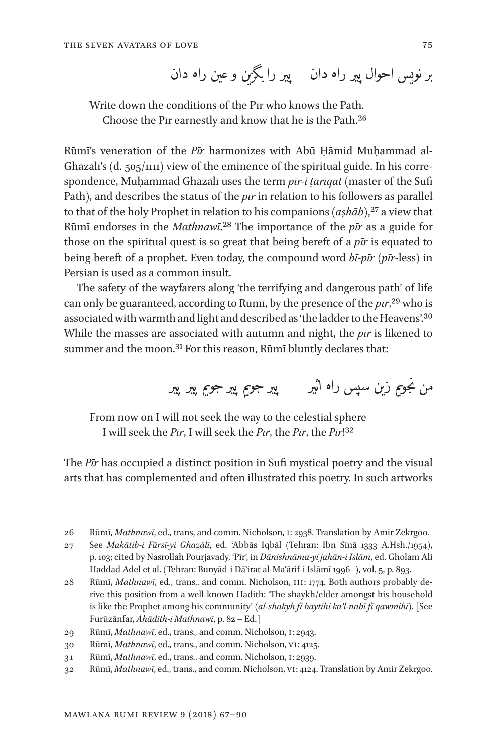بر نویس احوال پیر راه دان    پیر را بگزین و عین راه دان

Write down the conditions of the Pīr who knows the Path.
Choose the Pīr earnestly and know that he is the Path.[26]

Rūmī's veneration of the *Pīr* harmonizes with Abū Ḥāmid Muḥammad al-Ghazālī's (d. 505/1111) view of the eminence of the spiritual guide. In his correspondence, Muḥammad Ghazālī uses the term *pīr-i ṭarīqat* (master of the Sufi Path), and describes the status of the *pīr* in relation to his followers as parallel to that of the holy Prophet in relation to his companions (*aṣḥāb*),[27] a view that Rūmī endorses in the *Mathnawī*.[28] The importance of the *pīr* as a guide for those on the spiritual quest is so great that being bereft of a *pīr* is equated to being bereft of a prophet. Even today, the compound word *bī-pīr* (*pīr*-less) in Persian is used as a common insult.

The safety of the wayfarers along 'the terrifying and dangerous path' of life can only be guaranteed, according to Rūmī, by the presence of the *pīr*,[29] who is associated with warmth and light and described as 'the ladder to the Heavens'.[30] While the masses are associated with autumn and night, the *pīr* is likened to summer and the moon.[31] For this reason, Rūmī bluntly declares that:

من نجویم زین سپس راه اثیر    پیر جویم پیر جویم پیر پیر

From now on I will not seek the way to the celestial sphere
I will seek the *Pīr*, I will seek the *Pīr*, the *Pīr*, the *Pīr*![32]

The *Pīr* has occupied a distinct position in Sufi mystical poetry and the visual arts that has complemented and often illustrated this poetry. In such artworks

---

26 Rūmī, *Mathnawī*, ed., trans, and comm. Nicholson, I: 2938. Translation by Amir Zekrgoo.

27 See *Makātib-i Fārsī-yi Ghazālī*, ed. 'Abbās Iqbāl (Tehran: Ibn Sīnā 1333 A.Hsh./1954), p. 103; cited by Nasrollah Pourjavady, 'Pīr', in *Dānishnāma-yi jahān-i Islām*, ed. Gholam Ali Haddad Adel et al. (Tehran: Bunyād-i Dā'irat al-Ma'ārif-i Islāmī 1996–), vol. 5, p. 893.

28 Rūmī, *Mathnawī*, ed., trans., and comm. Nicholson, III: 1774. Both authors probably derive this position from a well-known Hadith: 'The shaykh/elder amongst his household is like the Prophet among his community' (*al-shakyh fī baytihi ka'l-nabī fī qawmihi*). [See Furūzānfar, *Aḥādīth-i Mathnawī*, p. 82 – Ed.]

29 Rūmī, *Mathnawī*, ed., trans., and comm. Nicholson, I: 2943.

30 Rūmī, *Mathnawī*, ed., trans., and comm. Nicholson, VI: 4125.

31 Rūmī, *Mathnawī*, ed., trans., and comm. Nicholson, I: 2939.

32 Rūmī, *Mathnawī*, ed., trans., and comm. Nicholson, VI: 4124. Translation by Amir Zekrgoo.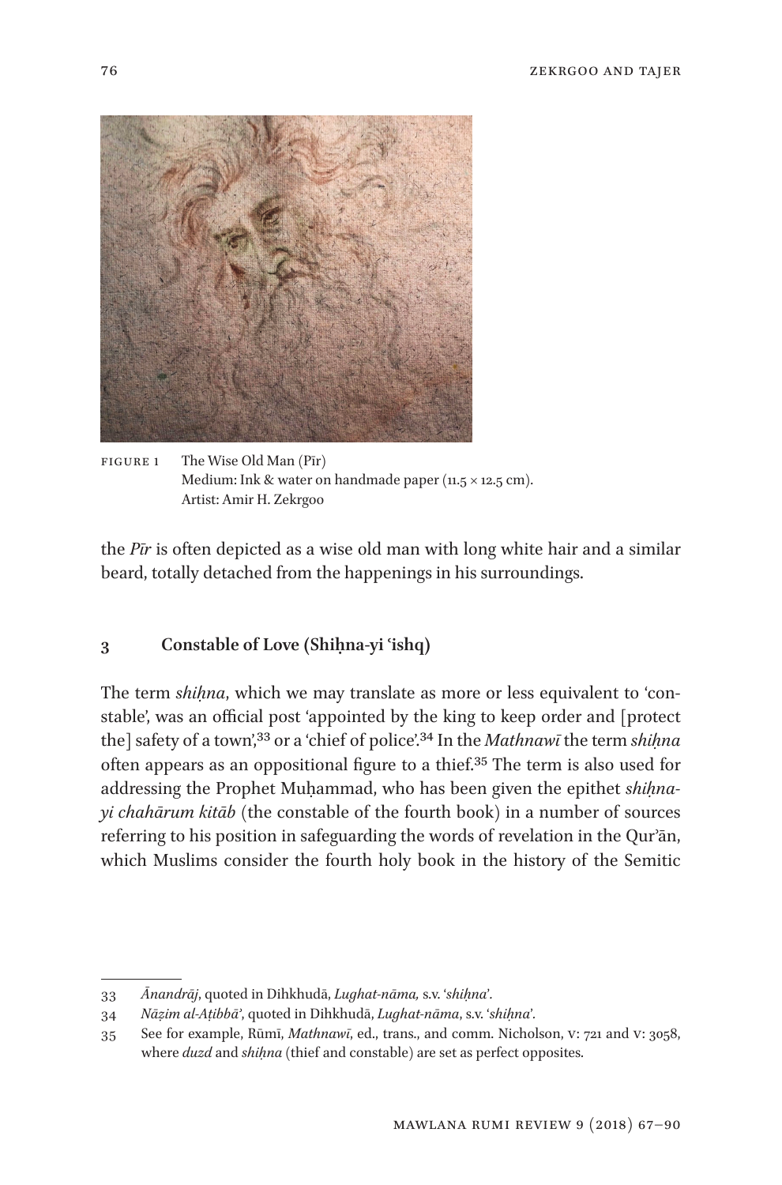FIGURE 1 The Wise Old Man (Pīr)
Medium: Ink & water on handmade paper (11.5 × 12.5 cm).
Artist: Amir H. Zekrgoo

the *Pīr* is often depicted as a wise old man with long white hair and a similar beard, totally detached from the happenings in his surroundings.

## 3 Constable of Love (Shiḥna-yi ʿishq)

The term *shiḥna*, which we may translate as more or less equivalent to 'constable', was an official post 'appointed by the king to keep order and [protect the] safety of a town',[33] or a 'chief of police'.[34] In the *Mathnawī* the term *shiḥna* often appears as an oppositional figure to a thief.[35] The term is also used for addressing the Prophet Muḥammad, who has been given the epithet *shiḥna-yi chahārum kitāb* (the constable of the fourth book) in a number of sources referring to his position in safeguarding the words of revelation in the Qurʾān, which Muslims consider the fourth holy book in the history of the Semitic

33 *Ānandrāj*, quoted in Dihkhudā, *Lughat-nāma*, s.v. '*shiḥna*'.

34 *Nāẓim al-Aṭibbāʾ*, quoted in Dihkhudā, *Lughat-nāma*, s.v. '*shiḥna*'.

35 See for example, Rūmī, *Mathnawī*, ed., trans., and comm. Nicholson, V: 721 and V: 3058, where *duzd* and *shiḥna* (thief and constable) are set as perfect opposites.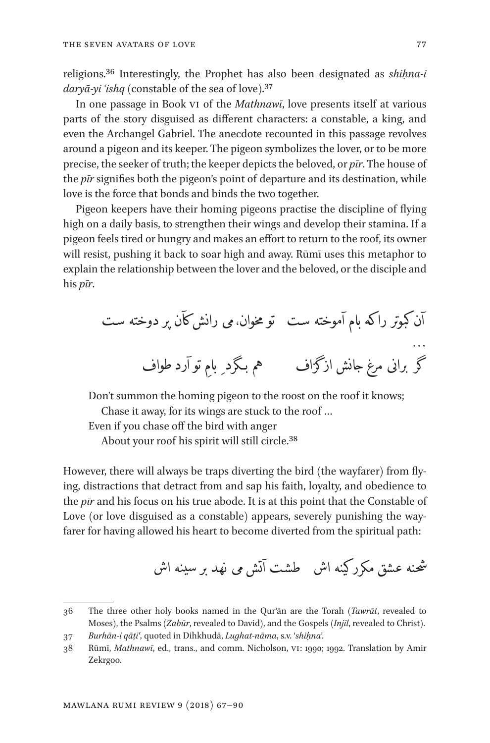religions.[36] Interestingly, the Prophet has also been designated as *shiḥna-i daryā-yi ʿishq* (constable of the sea of love).[37]

In one passage in Book VI of the *Mathnawī*, love presents itself at various parts of the story disguised as different characters: a constable, a king, and even the Archangel Gabriel. The anecdote recounted in this passage revolves around a pigeon and its keeper. The pigeon symbolizes the lover, or to be more precise, the seeker of truth; the keeper depicts the beloved, or *pīr*. The house of the *pīr* signifies both the pigeon's point of departure and its destination, while love is the force that bonds and binds the two together.

Pigeon keepers have their homing pigeons practise the discipline of flying high on a daily basis, to strengthen their wings and develop their stamina. If a pigeon feels tired or hungry and makes an effort to return to the roof, its owner will resist, pushing it back to soar high and away. Rūmī uses this metaphor to explain the relationship between the lover and the beloved, or the disciple and his *pīr*.

آن کبوتر را که بام آموخته ست　تو مخوان، می رانش کآن پر دوخته ست

…

گر برانی مرغ جانش از گزاف　هم بگردِ بامِ تو آرد طواف

Don't summon the homing pigeon to the roost on the roof it knows;
　Chase it away, for its wings are stuck to the roof …
Even if you chase off the bird with anger
　About your roof his spirit will still circle.[38]

However, there will always be traps diverting the bird (the wayfarer) from flying, distractions that detract from and sap his faith, loyalty, and obedience to the *pīr* and his focus on his true abode. It is at this point that the Constable of Love (or love disguised as a constable) appears, severely punishing the wayfarer for having allowed his heart to become diverted from the spiritual path:

شحنه عشق مکرر کینه اش　طشت آتش می نهد بر سینه اش

---

36 The three other holy books named in the Qur'ān are the Torah (*Tawrāt*, revealed to Moses), the Psalms (*Zabūr*, revealed to David), and the Gospels (*Injīl*, revealed to Christ).

37 *Burhān-i qāṭiʿ*, quoted in Dihkhudā, *Lughat-nāma*, s.v. '*shiḥna*'.

38 Rūmī, *Mathnawī*, ed., trans., and comm. Nicholson, VI: 1990; 1992. Translation by Amir Zekrgoo.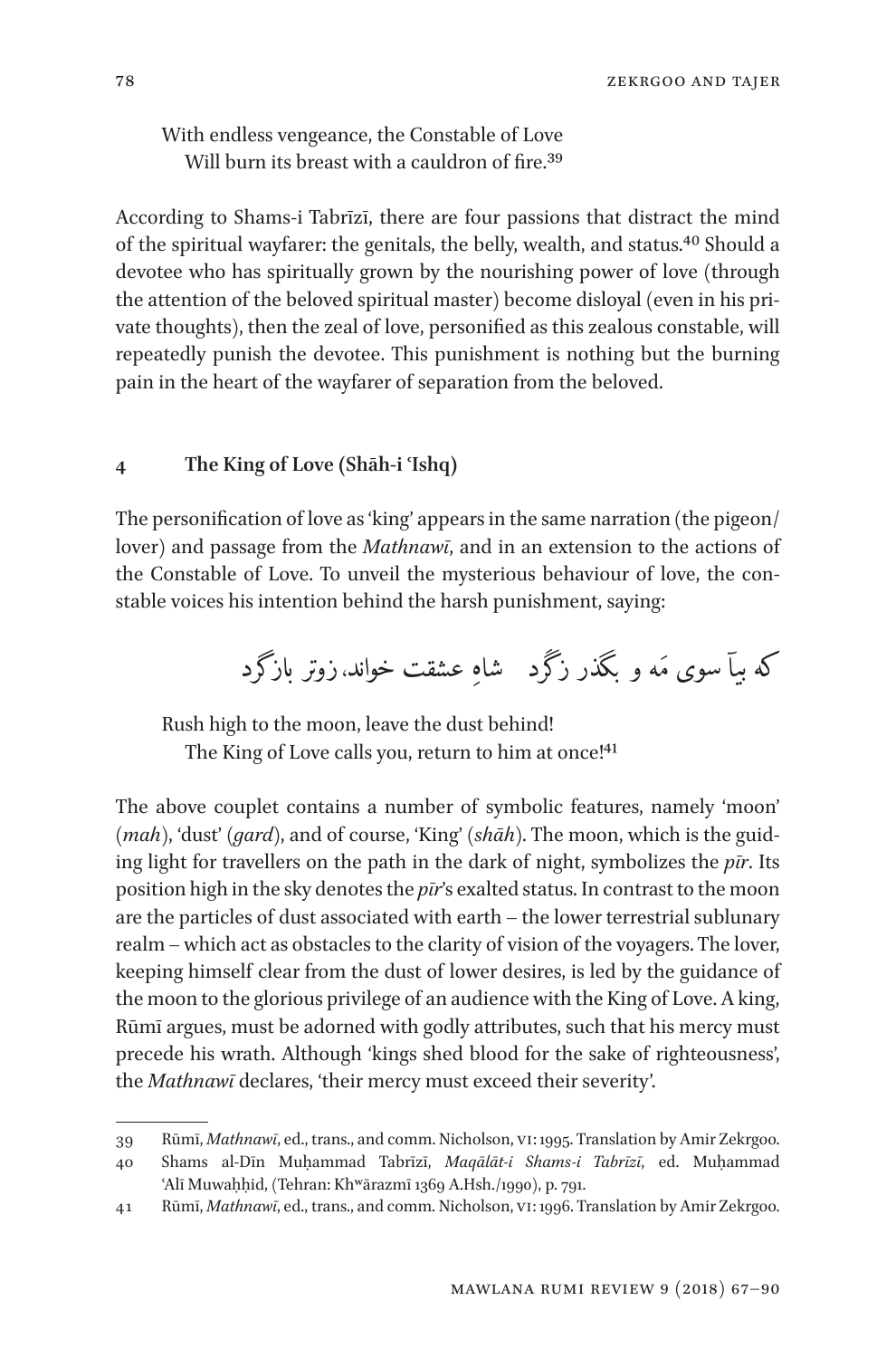With endless vengeance, the Constable of Love
Will burn its breast with a cauldron of fire.[39]

According to Shams-i Tabrīzī, there are four passions that distract the mind of the spiritual wayfarer: the genitals, the belly, wealth, and status.[40] Should a devotee who has spiritually grown by the nourishing power of love (through the attention of the beloved spiritual master) become disloyal (even in his private thoughts), then the zeal of love, personified as this zealous constable, will repeatedly punish the devotee. This punishment is nothing but the burning pain in the heart of the wayfarer of separation from the beloved.

## 4 The King of Love (Shāh-i ʿIshq)

The personification of love as 'king' appears in the same narration (the pigeon/lover) and passage from the *Mathnawī*, and in an extension to the actions of the Constable of Love. To unveil the mysterious behaviour of love, the constable voices his intention behind the harsh punishment, saying:

که بیاَ سوی مَه و بگذر زگَرد    شاهِ عشقت خواند، زوتر بازگرد

Rush high to the moon, leave the dust behind!
The King of Love calls you, return to him at once![41]

The above couplet contains a number of symbolic features, namely 'moon' (*mah*), 'dust' (*gard*), and of course, 'King' (*shāh*). The moon, which is the guiding light for travellers on the path in the dark of night, symbolizes the *pīr*. Its position high in the sky denotes the *pīr*'s exalted status. In contrast to the moon are the particles of dust associated with earth – the lower terrestrial sublunary realm – which act as obstacles to the clarity of vision of the voyagers. The lover, keeping himself clear from the dust of lower desires, is led by the guidance of the moon to the glorious privilege of an audience with the King of Love. A king, Rūmī argues, must be adorned with godly attributes, such that his mercy must precede his wrath. Although 'kings shed blood for the sake of righteousness', the *Mathnawī* declares, 'their mercy must exceed their severity'.

---

39 Rūmī, *Mathnawī*, ed., trans., and comm. Nicholson, VI: 1995. Translation by Amir Zekrgoo.

40 Shams al-Dīn Muḥammad Tabrīzī, *Maqālāt-i Shams-i Tabrīzī*, ed. Muḥammad ʿAlī Muwaḥḥid, (Tehran: Khʷārazmī 1369 A.Hsh./1990), p. 791.

41 Rūmī, *Mathnawī*, ed., trans., and comm. Nicholson, VI: 1996. Translation by Amir Zekrgoo.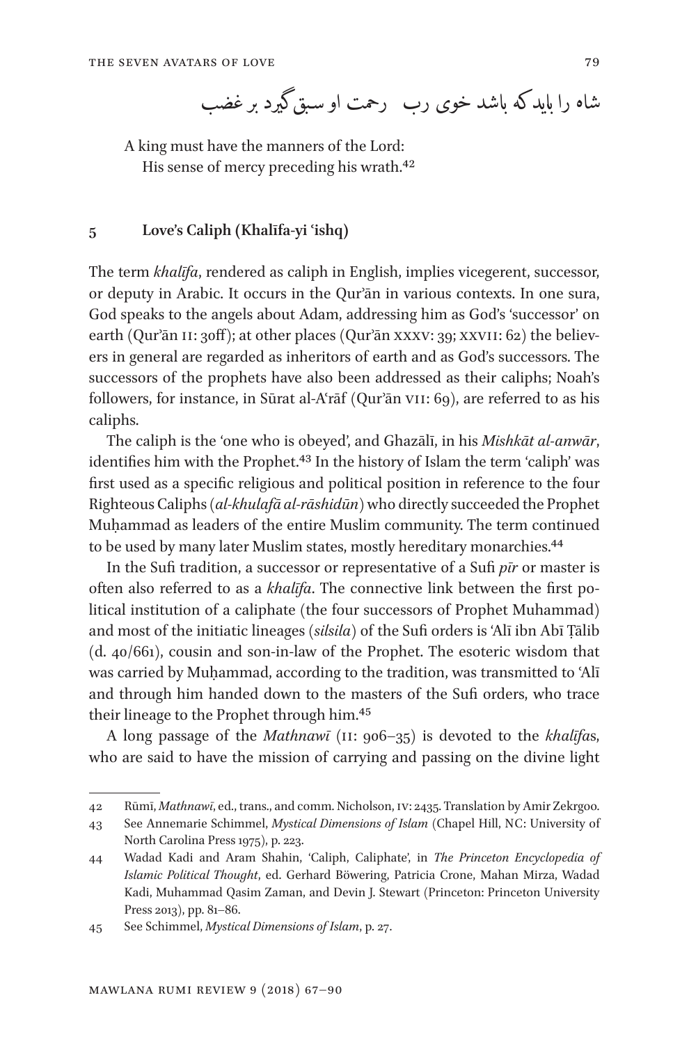شاه را باید که باشد خوی رب   رحمت او سبق گیرد بر غضب

A king must have the manners of the Lord:
His sense of mercy preceding his wrath.[42]

## 5 Love's Caliph (Khalīfa-yi ʿishq)

The term *khalīfa*, rendered as caliph in English, implies vicegerent, successor, or deputy in Arabic. It occurs in the Qurʾān in various contexts. In one sura, God speaks to the angels about Adam, addressing him as God's 'successor' on earth (Qurʾān II: 30ff); at other places (Qurʾān XXXV: 39; XXVII: 62) the believers in general are regarded as inheritors of earth and as God's successors. The successors of the prophets have also been addressed as their caliphs; Noah's followers, for instance, in Sūrat al-Aʿrāf (Qurʾān VII: 69), are referred to as his caliphs.

The caliph is the 'one who is obeyed', and Ghazālī, in his *Mishkāt al-anwār*, identifies him with the Prophet.[43] In the history of Islam the term 'caliph' was first used as a specific religious and political position in reference to the four Righteous Caliphs (*al-khulafā al-rāshidūn*) who directly succeeded the Prophet Muḥammad as leaders of the entire Muslim community. The term continued to be used by many later Muslim states, mostly hereditary monarchies.[44]

In the Sufi tradition, a successor or representative of a Sufi *pīr* or master is often also referred to as a *khalīfa*. The connective link between the first political institution of a caliphate (the four successors of Prophet Muhammad) and most of the initiatic lineages (*silsila*) of the Sufi orders is ʿAlī ibn Abī Ṭālib (d. 40/661), cousin and son-in-law of the Prophet. The esoteric wisdom that was carried by Muḥammad, according to the tradition, was transmitted to ʿAlī and through him handed down to the masters of the Sufi orders, who trace their lineage to the Prophet through him.[45]

A long passage of the *Mathnawī* (II: 906–35) is devoted to the *khalīfa*s, who are said to have the mission of carrying and passing on the divine light

---

42 Rūmī, *Mathnawī*, ed., trans., and comm. Nicholson, IV: 2435. Translation by Amir Zekrgoo.

43 See Annemarie Schimmel, *Mystical Dimensions of Islam* (Chapel Hill, NC: University of North Carolina Press 1975), p. 223.

44 Wadad Kadi and Aram Shahin, 'Caliph, Caliphate', in *The Princeton Encyclopedia of Islamic Political Thought*, ed. Gerhard Böwering, Patricia Crone, Mahan Mirza, Wadad Kadi, Muhammad Qasim Zaman, and Devin J. Stewart (Princeton: Princeton University Press 2013), pp. 81–86.

45 See Schimmel, *Mystical Dimensions of Islam*, p. 27.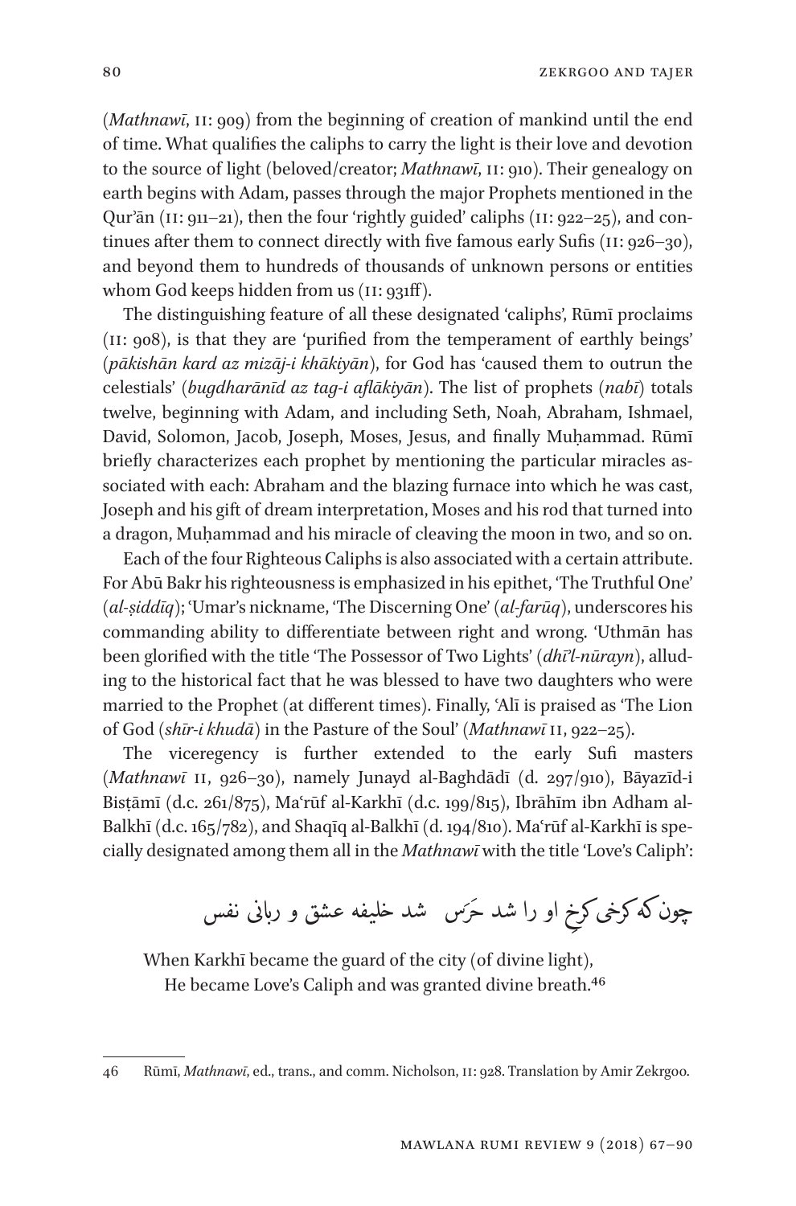(*Mathnawī*, II: 909) from the beginning of creation of mankind until the end of time. What qualifies the caliphs to carry the light is their love and devotion to the source of light (beloved/creator; *Mathnawī*, II: 910). Their genealogy on earth begins with Adam, passes through the major Prophets mentioned in the Qur'ān (II: 911–21), then the four 'rightly guided' caliphs (II: 922–25), and continues after them to connect directly with five famous early Sufis (II: 926–30), and beyond them to hundreds of thousands of unknown persons or entities whom God keeps hidden from us (II: 931ff).

The distinguishing feature of all these designated 'caliphs', Rūmī proclaims (II: 908), is that they are 'purified from the temperament of earthly beings' (*pākishān kard az mizāj-i khākiyān*), for God has 'caused them to outrun the celestials' (*bugdharānīd az tag-i aflākiyān*). The list of prophets (*nabī*) totals twelve, beginning with Adam, and including Seth, Noah, Abraham, Ishmael, David, Solomon, Jacob, Joseph, Moses, Jesus, and finally Muḥammad. Rūmī briefly characterizes each prophet by mentioning the particular miracles associated with each: Abraham and the blazing furnace into which he was cast, Joseph and his gift of dream interpretation, Moses and his rod that turned into a dragon, Muḥammad and his miracle of cleaving the moon in two, and so on.

Each of the four Righteous Caliphs is also associated with a certain attribute. For Abū Bakr his righteousness is emphasized in his epithet, 'The Truthful One' (*al-ṣiddīq*); 'Umar's nickname, 'The Discerning One' (*al-farūq*), underscores his commanding ability to differentiate between right and wrong. 'Uthmān has been glorified with the title 'The Possessor of Two Lights' (*dhī'l-nūrayn*), alluding to the historical fact that he was blessed to have two daughters who were married to the Prophet (at different times). Finally, 'Alī is praised as 'The Lion of God (*shīr-i khudā*) in the Pasture of the Soul' (*Mathnawī* II, 922–25).

The viceregency is further extended to the early Sufi masters (*Mathnawī* II, 926–30), namely Junayd al-Baghdādī (d. 297/910), Bāyazīd-i Bisṭāmī (d.c. 261/875), Ma'rūf al-Karkhī (d.c. 199/815), Ibrāhīm ibn Adham al-Balkhī (d.c. 165/782), and Shaqīq al-Balkhī (d. 194/810). Ma'rūf al-Karkhī is specially designated among them all in the *Mathnawī* with the title 'Love's Caliph':

چون که کرخی کرخِ او را شد حَرَس    شد خلیفه عشق و ربانی نفس

When Karkhī became the guard of the city (of divine light),
He became Love's Caliph and was granted divine breath.[46]

---

46 Rūmī, *Mathnawī*, ed., trans., and comm. Nicholson, II: 928. Translation by Amir Zekrgoo.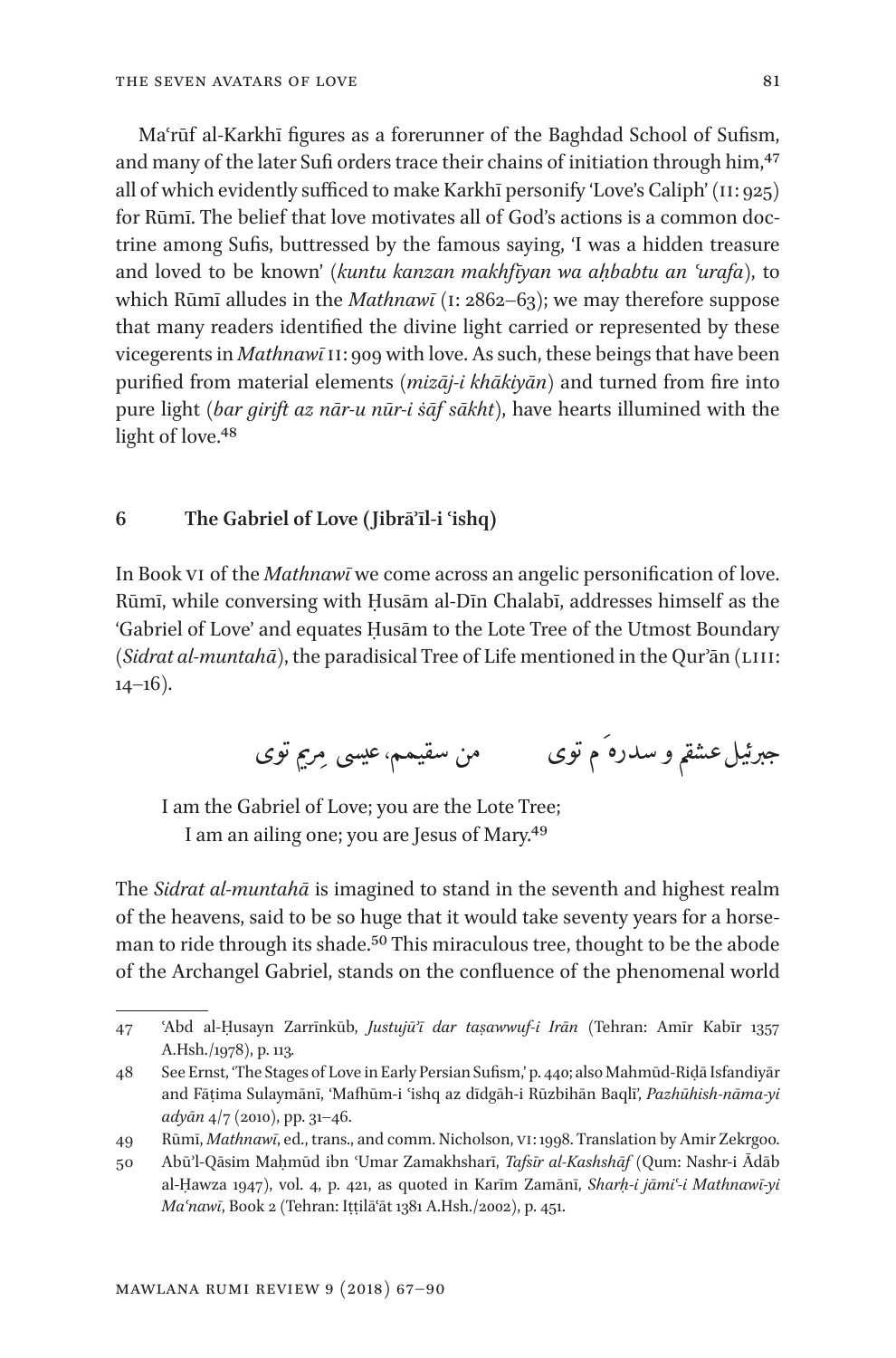Maʿrūf al-Karkhī figures as a forerunner of the Baghdad School of Sufism, and many of the later Sufi orders trace their chains of initiation through him,[47] all of which evidently sufficed to make Karkhī personify 'Love's Caliph' (II: 925) for Rūmī. The belief that love motivates all of God's actions is a common doctrine among Sufis, buttressed by the famous saying, 'I was a hidden treasure and loved to be known' (*kuntu kanzan makhfiyan wa aḥbabtu an ʿurafa*), to which Rūmī alludes in the *Mathnawī* (I: 2862–63); we may therefore suppose that many readers identified the divine light carried or represented by these vicegerents in *Mathnawī* II: 909 with love. As such, these beings that have been purified from material elements (*mizāj-i khākiyān*) and turned from fire into pure light (*bar girift az nār-u nūr-i ṣāf sākht*), have hearts illumined with the light of love.[48]

## 6 The Gabriel of Love (Jibrā'īl-i ʿishq)

In Book VI of the *Mathnawī* we come across an angelic personification of love. Rūmī, while conversing with Ḥusām al-Dīn Chalabī, addresses himself as the 'Gabriel of Love' and equates Ḥusām to the Lote Tree of the Utmost Boundary (*Sidrat al-muntahā*), the paradisical Tree of Life mentioned in the Qur'ān (LIII: 14–16).

جبرئیل عشقم و سدره‌َم توی &nbsp;&nbsp;&nbsp;&nbsp; من سقیمم، عیسی مِریم توی

> I am the Gabriel of Love; you are the Lote Tree;
> I am an ailing one; you are Jesus of Mary.[49]

The *Sidrat al-muntahā* is imagined to stand in the seventh and highest realm of the heavens, said to be so huge that it would take seventy years for a horseman to ride through its shade.[50] This miraculous tree, thought to be the abode of the Archangel Gabriel, stands on the confluence of the phenomenal world

---

47 ʿAbd al-Ḥusayn Zarrīnkūb, *Justujū'ī dar taṣawwuf-i Irān* (Tehran: Amīr Kabīr 1357 A.Hsh./1978), p. 113.

48 See Ernst, 'The Stages of Love in Early Persian Sufism,' p. 440; also Mahmūd-Riḍā Isfandiyār and Fāṭima Sulaymānī, 'Mafhūm-i ʿishq az dīdgāh-i Rūzbihān Baqlī', *Pazhūhish-nāma-yi adyān* 4/7 (2010), pp. 31–46.

49 Rūmī, *Mathnawī*, ed., trans., and comm. Nicholson, VI: 1998. Translation by Amir Zekrgoo.

50 Abū'l-Qāsim Maḥmūd ibn ʿUmar Zamakhsharī, *Tafsīr al-Kashshāf* (Qum: Nashr-i Ādāb al-Ḥawza 1947), vol. 4, p. 421, as quoted in Karīm Zamānī, *Sharḥ-i jāmiʿ-i Mathnawī-yi Maʿnawī*, Book 2 (Tehran: Iṭṭilāʿāt 1381 A.Hsh./2002), p. 451.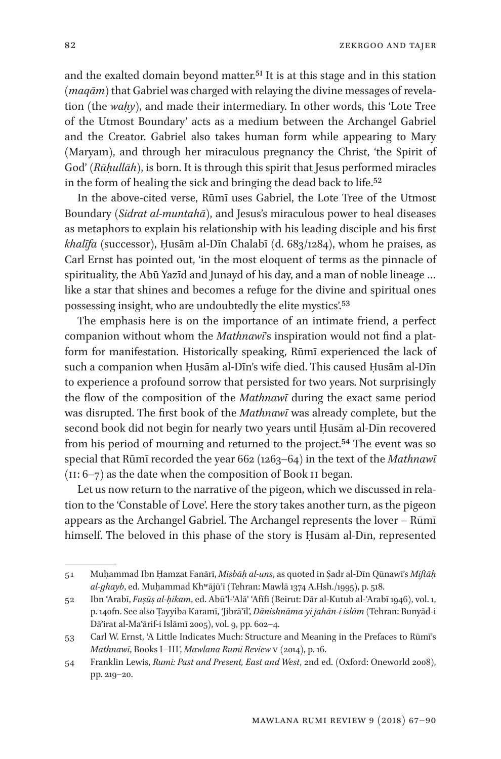and the exalted domain beyond matter.[51] It is at this stage and in this station (*maqām*) that Gabriel was charged with relaying the divine messages of revelation (the *waḥy*), and made their intermediary. In other words, this 'Lote Tree of the Utmost Boundary' acts as a medium between the Archangel Gabriel and the Creator. Gabriel also takes human form while appearing to Mary (Maryam), and through her miraculous pregnancy the Christ, 'the Spirit of God' (*Rūḥullāh*), is born. It is through this spirit that Jesus performed miracles in the form of healing the sick and bringing the dead back to life.[52]

In the above-cited verse, Rūmī uses Gabriel, the Lote Tree of the Utmost Boundary (*Sidrat al-muntahā*), and Jesus's miraculous power to heal diseases as metaphors to explain his relationship with his leading disciple and his first *khalīfa* (successor), Ḥusām al-Dīn Chalabī (d. 683/1284), whom he praises, as Carl Ernst has pointed out, 'in the most eloquent of terms as the pinnacle of spirituality, the Abū Yazīd and Junayd of his day, and a man of noble lineage … like a star that shines and becomes a refuge for the divine and spiritual ones possessing insight, who are undoubtedly the elite mystics'.[53]

The emphasis here is on the importance of an intimate friend, a perfect companion without whom the *Mathnawī*'s inspiration would not find a platform for manifestation. Historically speaking, Rūmī experienced the lack of such a companion when Ḥusām al-Dīn's wife died. This caused Ḥusām al-Dīn to experience a profound sorrow that persisted for two years. Not surprisingly the flow of the composition of the *Mathnawī* during the exact same period was disrupted. The first book of the *Mathnawī* was already complete, but the second book did not begin for nearly two years until Ḥusām al-Dīn recovered from his period of mourning and returned to the project.[54] The event was so special that Rūmī recorded the year 662 (1263–64) in the text of the *Mathnawī* (II: 6–7) as the date when the composition of Book II began.

Let us now return to the narrative of the pigeon, which we discussed in relation to the 'Constable of Love'. Here the story takes another turn, as the pigeon appears as the Archangel Gabriel. The Archangel represents the lover – Rūmī himself. The beloved in this phase of the story is Ḥusām al-Dīn, represented

---

51 Muḥammad Ibn Ḥamzat Fanārī, *Miṣbāḥ al-uns*, as quoted in Ṣadr al-Dīn Qūnawī's *Miftāḥ al-ghayb*, ed. Muḥammad Khʷājū'ī (Tehran: Mawlā 1374 A.Hsh./1995), p. 518.

52 Ibn 'Arabī, *Fuṣūṣ al-ḥikam*, ed. Abū'l-'Alā' 'Afīfī (Beirut: Dār al-Kutub al-'Arabī 1946), vol. 1, p. 140fn. See also Ṭayyiba Karamī, 'Jibrā'īl', *Dānishnāma-yi jahān-i islām* (Tehran: Bunyād-i Dā'irat al-Ma'ārif-i Islāmī 2005), vol. 9, pp. 602–4.

53 Carl W. Ernst, 'A Little Indicates Much: Structure and Meaning in the Prefaces to Rūmī's *Mathnawī*, Books I–III', *Mawlana Rumi Review* V (2014), p. 16.

54 Franklin Lewis, *Rumi: Past and Present, East and West*, 2nd ed. (Oxford: Oneworld 2008), pp. 219–20.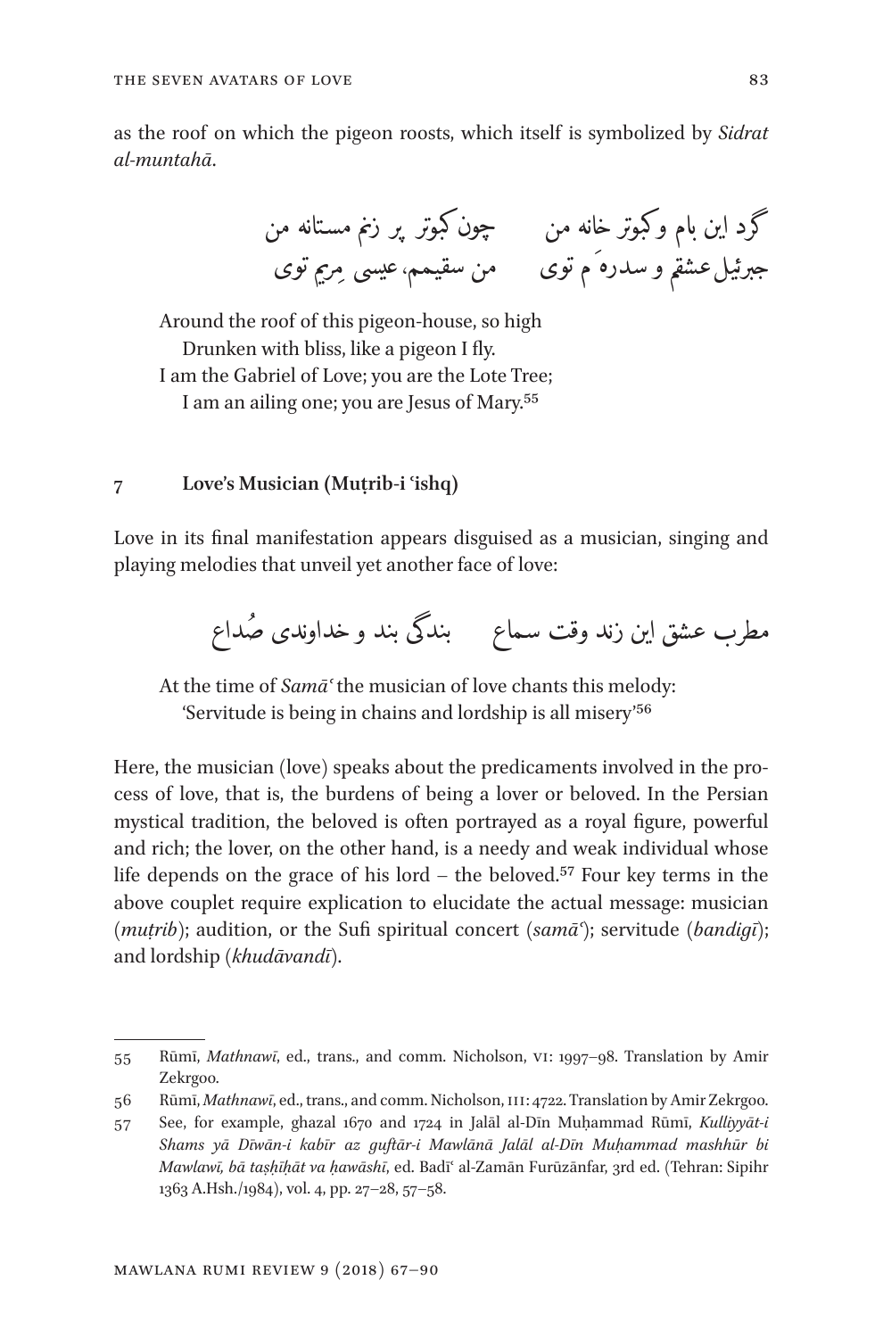as the roof on which the pigeon roosts, which itself is symbolized by *Sidrat al-muntahā*.

گرد این بام و کبوتر خانه من　　چون کبوتر پر زنم مستانه من
جبرئیل عشقم و سدره‌ام توی　　من سقیمم، عیسی مریم توی

> Around the roof of this pigeon-house, so high
> Drunken with bliss, like a pigeon I fly.
> I am the Gabriel of Love; you are the Lote Tree;
> I am an ailing one; you are Jesus of Mary.[55]

## 7　Love's Musician (Muṭrib-i ʿishq)

Love in its final manifestation appears disguised as a musician, singing and playing melodies that unveil yet another face of love:

مطرب عشق این زند وقت سماع　　بندگی بند و خداوندی صُداع

> At the time of *Samāʿ* the musician of love chants this melody:
> 'Servitude is being in chains and lordship is all misery'[56]

Here, the musician (love) speaks about the predicaments involved in the process of love, that is, the burdens of being a lover or beloved. In the Persian mystical tradition, the beloved is often portrayed as a royal figure, powerful and rich; the lover, on the other hand, is a needy and weak individual whose life depends on the grace of his lord – the beloved.[57] Four key terms in the above couplet require explication to elucidate the actual message: musician (*muṭrib*); audition, or the Sufi spiritual concert (*samāʿ*); servitude (*bandigī*); and lordship (*khudāvandī*).

---

55　Rūmī, *Mathnawī*, ed., trans., and comm. Nicholson, VI: 1997–98. Translation by Amir Zekrgoo.

56　Rūmī, *Mathnawī*, ed., trans., and comm. Nicholson, III: 4722. Translation by Amir Zekrgoo.

57　See, for example, ghazal 1670 and 1724 in Jalāl al-Dīn Muḥammad Rūmī, *Kulliyyāt-i Shams yā Dīwān-i kabīr az guftār-i Mawlānā Jalāl al-Dīn Muḥammad mashhūr bi Mawlawī, bā taṣḥīḥāt va ḥawāshī*, ed. Badīʿ al-Zamān Furūzānfar, 3rd ed. (Tehran: Sipihr 1363 A.Hsh./1984), vol. 4, pp. 27–28, 57–58.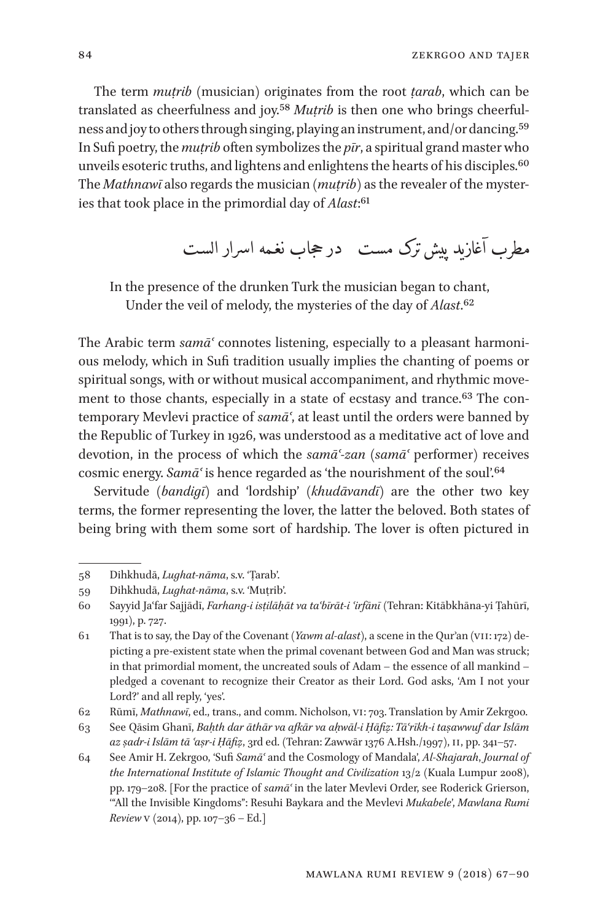The term *muṭrib* (musician) originates from the root *ṭarab*, which can be translated as cheerfulness and joy.[58] *Muṭrib* is then one who brings cheerfulness and joy to others through singing, playing an instrument, and/or dancing.[59] In Sufi poetry, the *muṭrib* often symbolizes the *pīr*, a spiritual grand master who unveils esoteric truths, and lightens and enlightens the hearts of his disciples.[60] The *Mathnawī* also regards the musician (*muṭrib*) as the revealer of the mysteries that took place in the primordial day of *Alast*:[61]

مطرب آغازید پیش ترک مست     در حجاب نغمه اسرار الست

In the presence of the drunken Turk the musician began to chant,
Under the veil of melody, the mysteries of the day of *Alast*.[62]

The Arabic term *samāʿ* connotes listening, especially to a pleasant harmonious melody, which in Sufi tradition usually implies the chanting of poems or spiritual songs, with or without musical accompaniment, and rhythmic movement to those chants, especially in a state of ecstasy and trance.[63] The contemporary Mevlevi practice of *samāʿ*, at least until the orders were banned by the Republic of Turkey in 1926, was understood as a meditative act of love and devotion, in the process of which the *samāʿ-zan* (*samāʿ* performer) receives cosmic energy. *Samāʿ* is hence regarded as 'the nourishment of the soul'.[64]

Servitude (*bandigī*) and 'lordship' (*khudāvandī*) are the other two key terms, the former representing the lover, the latter the beloved. Both states of being bring with them some sort of hardship. The lover is often pictured in

---

58 Dihkhudā, *Lughat-nāma*, s.v. 'Ṭarab'.

59 Dihkhudā, *Lughat-nāma*, s.v. 'Muṭrib'.

60 Sayyid Jaʿfar Sajjādī, *Farhang-i iṣṭilāḥāt va taʿbīrāt-i ʿirfānī* (Tehran: Kitābkhāna-yi Ṭahūrī, 1991), p. 727.

61 That is to say, the Day of the Covenant (*Yawm al-alast*), a scene in the Qur'an (VII: 172) depicting a pre-existent state when the primal covenant between God and Man was struck; in that primordial moment, the uncreated souls of Adam – the essence of all mankind – pledged a covenant to recognize their Creator as their Lord. God asks, 'Am I not your Lord?' and all reply, 'yes'.

62 Rūmī, *Mathnawī*, ed., trans., and comm. Nicholson, VI: 703. Translation by Amir Zekrgoo.

63 See Qāsim Ghanī, *Baḥth dar āthār va afkār va aḥwāl-i Ḥāfiẓ: Tāʾrīkh-i taṣawwuf dar Islām az ṣadr-i Islām tā ʿaṣr-i Ḥāfiẓ*, 3rd ed. (Tehran: Zawwār 1376 A.Hsh./1997), II, pp. 341–57.

64 See Amir H. Zekrgoo, 'Sufi *Samāʿ* and the Cosmology of Mandala', *Al-Shajarah*, *Journal of the International Institute of Islamic Thought and Civilization* 13/2 (Kuala Lumpur 2008), pp. 179–208. [For the practice of *samāʿ* in the later Mevlevi Order, see Roderick Grierson, '"All the Invisible Kingdoms": Resuhi Baykara and the Mevlevi *Mukabele*', *Mawlana Rumi Review* V (2014), pp. 107–36 – Ed.]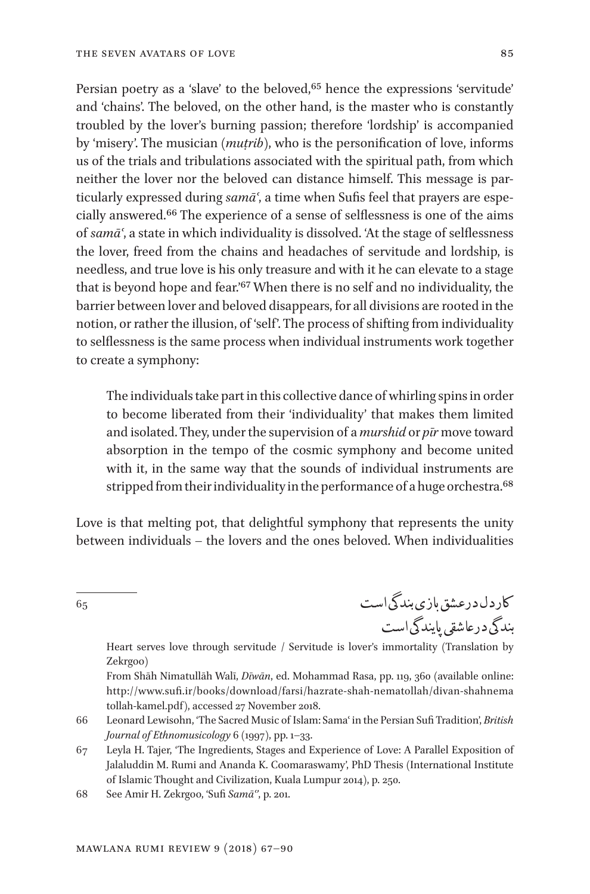Persian poetry as a 'slave' to the beloved,[65] hence the expressions 'servitude' and 'chains'. The beloved, on the other hand, is the master who is constantly troubled by the lover's burning passion; therefore 'lordship' is accompanied by 'misery'. The musician (*muṭrib*), who is the personification of love, informs us of the trials and tribulations associated with the spiritual path, from which neither the lover nor the beloved can distance himself. This message is particularly expressed during *samāʿ*, a time when Sufis feel that prayers are especially answered.[66] The experience of a sense of selflessness is one of the aims of *samāʿ*, a state in which individuality is dissolved. 'At the stage of selflessness the lover, freed from the chains and headaches of servitude and lordship, is needless, and true love is his only treasure and with it he can elevate to a stage that is beyond hope and fear.'[67] When there is no self and no individuality, the barrier between lover and beloved disappears, for all divisions are rooted in the notion, or rather the illusion, of 'self'. The process of shifting from individuality to selflessness is the same process when individual instruments work together to create a symphony:

> The individuals take part in this collective dance of whirling spins in order to become liberated from their 'individuality' that makes them limited and isolated. They, under the supervision of a *murshid* or *pīr* move toward absorption in the tempo of the cosmic symphony and become united with it, in the same way that the sounds of individual instruments are stripped from their individuality in the performance of a huge orchestra.[68]

Love is that melting pot, that delightful symphony that represents the unity between individuals – the lovers and the ones beloved. When individualities

---

65 کار دل در عشق بازی بندگی است
بندگی در عاشقی پایندگی است

Heart serves love through servitude / Servitude is lover's immortality (Translation by Zekrgoo)

From Shāh Nimatullāh Walī, *Dīwān*, ed. Mohammad Rasa, pp. 119, 360 (available online: http://www.sufi.ir/books/download/farsi/hazrate-shah-nematollah/divan-shahnematollah-kamel.pdf), accessed 27 November 2018.

66 Leonard Lewisohn, 'The Sacred Music of Islam: Samaʿ in the Persian Sufi Tradition', *British Journal of Ethnomusicology* 6 (1997), pp. 1–33.

67 Leyla H. Tajer, 'The Ingredients, Stages and Experience of Love: A Parallel Exposition of Jalaluddin M. Rumi and Ananda K. Coomaraswamy', PhD Thesis (International Institute of Islamic Thought and Civilization, Kuala Lumpur 2014), p. 250.

68 See Amir H. Zekrgoo, 'Sufi *Samāʿ*', p. 201.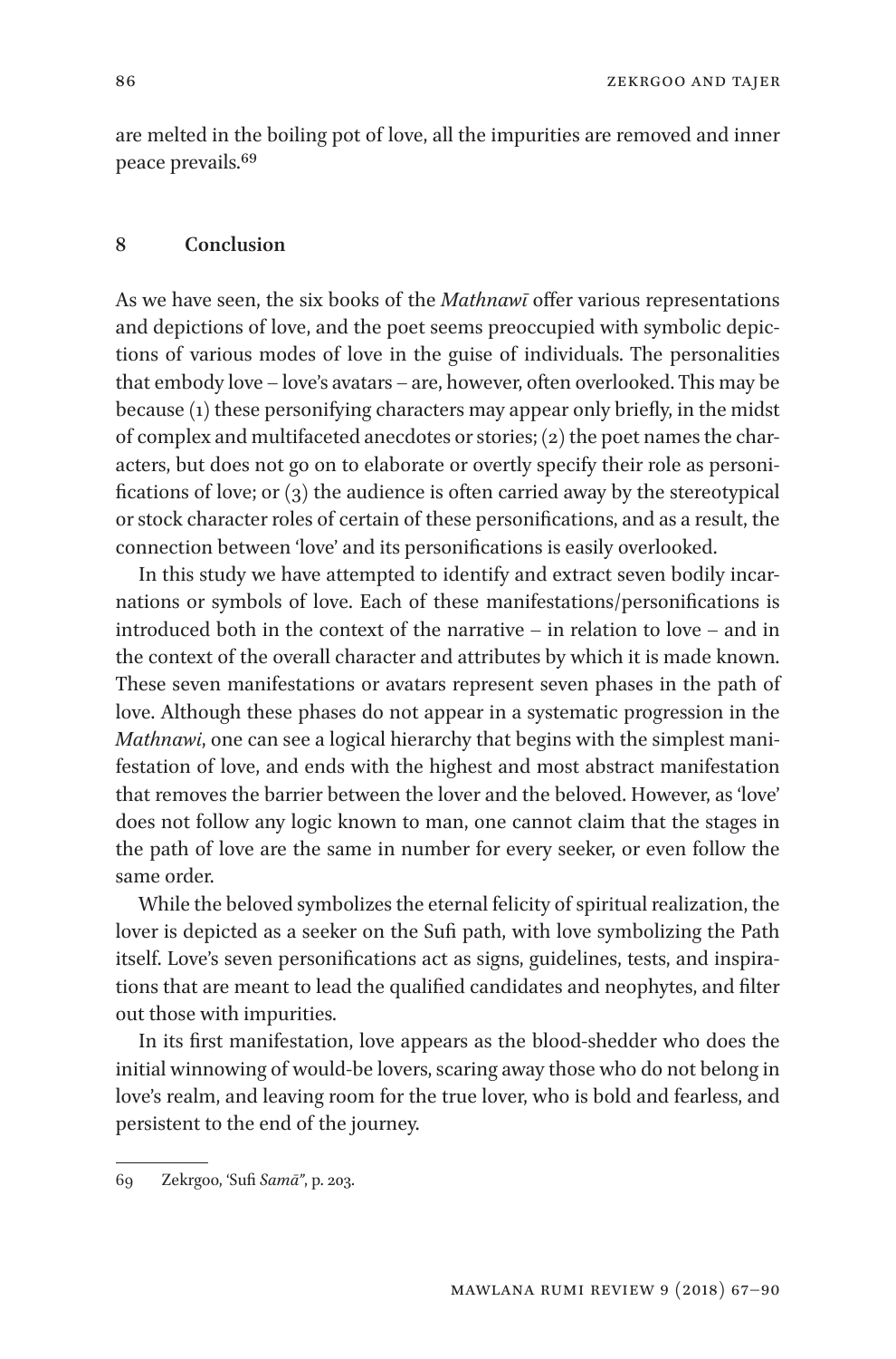are melted in the boiling pot of love, all the impurities are removed and inner peace prevails.[69]

## 8 Conclusion

As we have seen, the six books of the *Mathnawī* offer various representations and depictions of love, and the poet seems preoccupied with symbolic depictions of various modes of love in the guise of individuals. The personalities that embody love – love's avatars – are, however, often overlooked. This may be because (1) these personifying characters may appear only briefly, in the midst of complex and multifaceted anecdotes or stories; (2) the poet names the characters, but does not go on to elaborate or overtly specify their role as personifications of love; or (3) the audience is often carried away by the stereotypical or stock character roles of certain of these personifications, and as a result, the connection between 'love' and its personifications is easily overlooked.

In this study we have attempted to identify and extract seven bodily incarnations or symbols of love. Each of these manifestations/personifications is introduced both in the context of the narrative – in relation to love – and in the context of the overall character and attributes by which it is made known. These seven manifestations or avatars represent seven phases in the path of love. Although these phases do not appear in a systematic progression in the *Mathnawi*, one can see a logical hierarchy that begins with the simplest manifestation of love, and ends with the highest and most abstract manifestation that removes the barrier between the lover and the beloved. However, as 'love' does not follow any logic known to man, one cannot claim that the stages in the path of love are the same in number for every seeker, or even follow the same order.

While the beloved symbolizes the eternal felicity of spiritual realization, the lover is depicted as a seeker on the Sufi path, with love symbolizing the Path itself. Love's seven personifications act as signs, guidelines, tests, and inspirations that are meant to lead the qualified candidates and neophytes, and filter out those with impurities.

In its first manifestation, love appears as the blood-shedder who does the initial winnowing of would-be lovers, scaring away those who do not belong in love's realm, and leaving room for the true lover, who is bold and fearless, and persistent to the end of the journey.

---

69 Zekrgoo, 'Sufi *Samā*", p. 203.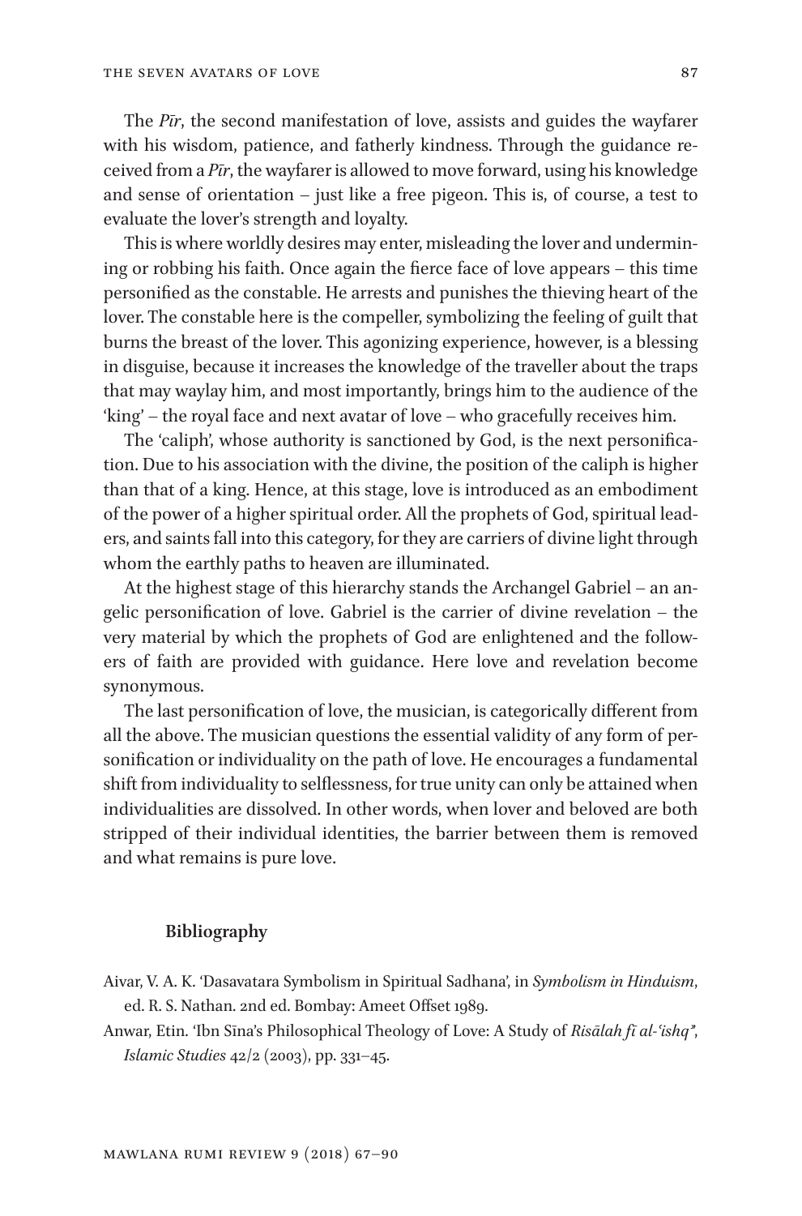The *Pīr*, the second manifestation of love, assists and guides the wayfarer with his wisdom, patience, and fatherly kindness. Through the guidance received from a *Pīr*, the wayfarer is allowed to move forward, using his knowledge and sense of orientation – just like a free pigeon. This is, of course, a test to evaluate the lover's strength and loyalty.

This is where worldly desires may enter, misleading the lover and undermining or robbing his faith. Once again the fierce face of love appears – this time personified as the constable. He arrests and punishes the thieving heart of the lover. The constable here is the compeller, symbolizing the feeling of guilt that burns the breast of the lover. This agonizing experience, however, is a blessing in disguise, because it increases the knowledge of the traveller about the traps that may waylay him, and most importantly, brings him to the audience of the 'king' – the royal face and next avatar of love – who gracefully receives him.

The 'caliph', whose authority is sanctioned by God, is the next personification. Due to his association with the divine, the position of the caliph is higher than that of a king. Hence, at this stage, love is introduced as an embodiment of the power of a higher spiritual order. All the prophets of God, spiritual leaders, and saints fall into this category, for they are carriers of divine light through whom the earthly paths to heaven are illuminated.

At the highest stage of this hierarchy stands the Archangel Gabriel – an angelic personification of love. Gabriel is the carrier of divine revelation – the very material by which the prophets of God are enlightened and the followers of faith are provided with guidance. Here love and revelation become synonymous.

The last personification of love, the musician, is categorically different from all the above. The musician questions the essential validity of any form of personification or individuality on the path of love. He encourages a fundamental shift from individuality to selflessness, for true unity can only be attained when individualities are dissolved. In other words, when lover and beloved are both stripped of their individual identities, the barrier between them is removed and what remains is pure love.

## Bibliography

Aivar, V. A. K. 'Dasavatara Symbolism in Spiritual Sadhana', in *Symbolism in Hinduism*, ed. R. S. Nathan. 2nd ed. Bombay: Ameet Offset 1989.

Anwar, Etin. 'Ibn Sīna's Philosophical Theology of Love: A Study of *Risālah fī al-'ishq*", *Islamic Studies* 42/2 (2003), pp. 331–45.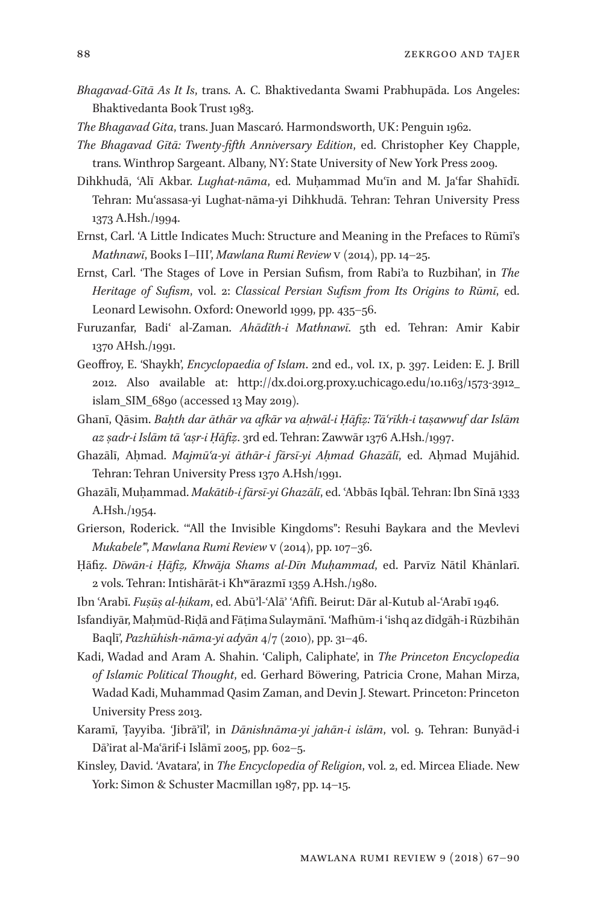*Bhagavad-Gītā As It Is*, trans. A. C. Bhaktivedanta Swami Prabhupāda. Los Angeles: Bhaktivedanta Book Trust 1983.

*The Bhagavad Gita*, trans. Juan Mascaró. Harmondsworth, UK: Penguin 1962.

*The Bhagavad Gītā: Twenty-fifth Anniversary Edition*, ed. Christopher Key Chapple, trans. Winthrop Sargeant. Albany, NY: State University of New York Press 2009.

Dihkhudā, ʿAlī Akbar. *Lughat-nāma*, ed. Muḥammad Muʿīn and M. Jaʿfar Shahīdī. Tehran: Muʿassasa-yi Lughat-nāma-yi Dihkhudā. Tehran: Tehran University Press 1373 A.Hsh./1994.

Ernst, Carl. 'A Little Indicates Much: Structure and Meaning in the Prefaces to Rūmī's *Mathnawī*, Books I–III', *Mawlana Rumi Review* V (2014), pp. 14–25.

Ernst, Carl. 'The Stages of Love in Persian Sufism, from Rabi'a to Ruzbihan', in *The Heritage of Sufism*, vol. 2: *Classical Persian Sufism from Its Origins to Rūmī*, ed. Leonard Lewisohn. Oxford: Oneworld 1999, pp. 435–56.

Furuzanfar, Badiʿ al-Zaman. *Aḥādīth-i Mathnawī*. 5th ed. Tehran: Amir Kabir 1370 AHsh./1991.

Geoffroy, E. 'Shaykh', *Encyclopaedia of Islam*. 2nd ed., vol. IX, p. 397. Leiden: E. J. Brill 2012. Also available at: http://dx.doi.org.proxy.uchicago.edu/10.1163/1573-3912_islam_SIM_6890 (accessed 13 May 2019).

Ghanī, Qāsim. *Baḥth dar āthār va afkār va aḥwāl-i Ḥāfiẓ: Tāʾrīkh-i taṣawwuf dar Islām az ṣadr-i Islām tā ʿaṣr-i Ḥāfiẓ*. 3rd ed. Tehran: Zawwār 1376 A.Hsh./1997.

Ghazālī, Aḥmad. *Majmūʿa-yi āthār-i fārsī-yi Aḥmad Ghazālī*, ed. Aḥmad Mujāhid. Tehran: Tehran University Press 1370 A.Hsh/1991.

Ghazālī, Muḥammad. *Makātib-i fārsī-yi Ghazālī*, ed. ʿAbbās Iqbāl. Tehran: Ibn Sīnā 1333 A.Hsh./1954.

Grierson, Roderick. '"All the Invisible Kingdoms": Resuhi Baykara and the Mevlevi *Mukabele*"', *Mawlana Rumi Review* V (2014), pp. 107–36.

Ḥāfiẓ. *Dīwān-i Ḥāfiẓ, Khwāja Shams al-Dīn Muḥammad*, ed. Parvīz Nātil Khānlarī. 2 vols. Tehran: Intishārāt-i Khʷārazmī 1359 A.Hsh./1980.

Ibn ʿArabī. *Fuṣūṣ al-ḥikam*, ed. Abū'l-ʿAlāʾ ʿAfīfī. Beirut: Dār al-Kutub al-ʿArabī 1946.

Isfandiyār, Maḥmūd-Riḍā and Fāṭima Sulaymānī. 'Mafhūm-i ʿishq az dīdgāh-i Rūzbihān Baqlī', *Pazhūhish-nāma-yi adyān* 4/7 (2010), pp. 31–46.

Kadi, Wadad and Aram A. Shahin. 'Caliph, Caliphate', in *The Princeton Encyclopedia of Islamic Political Thought*, ed. Gerhard Böwering, Patricia Crone, Mahan Mirza, Wadad Kadi, Muhammad Qasim Zaman, and Devin J. Stewart. Princeton: Princeton University Press 2013.

Karamī, Ṭayyiba. 'Jibrāʾīl', in *Dānishnāma-yi jahān-i islām*, vol. 9. Tehran: Bunyād-i Dāʾirat al-Maʿārif-i Islāmī 2005, pp. 602–5.

Kinsley, David. 'Avatara', in *The Encyclopedia of Religion*, vol. 2, ed. Mircea Eliade. New York: Simon & Schuster Macmillan 1987, pp. 14–15.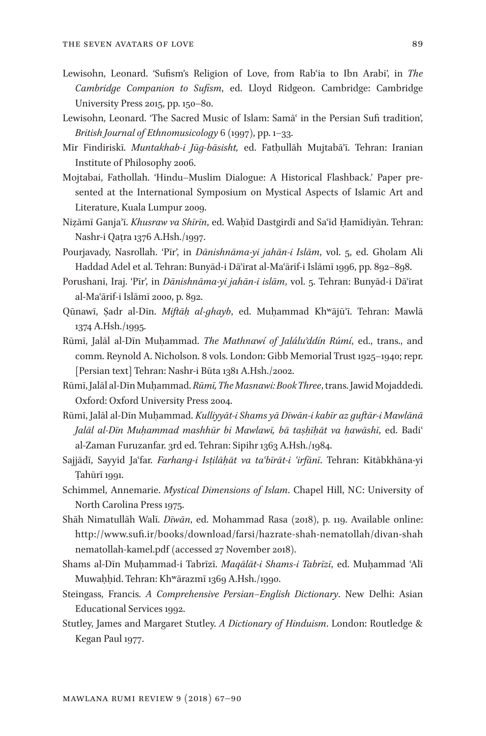Lewisohn, Leonard. 'Sufism's Religion of Love, from Rabʿia to Ibn Arabi', in *The Cambridge Companion to Sufism*, ed. Lloyd Ridgeon. Cambridge: Cambridge University Press 2015, pp. 150–80.

Lewisohn, Leonard. 'The Sacred Music of Islam: Samāʿ in the Persian Sufi tradition', *British Journal of Ethnomusicology* 6 (1997), pp. 1–33.

Mīr Findiriskī. *Muntakhab-i Jūg-bāsisht,* ed. Fatḥullāh Mujtabāʾī. Tehran: Iranian Institute of Philosophy 2006.

Mojtabai, Fathollah. 'Hindu–Muslim Dialogue: A Historical Flashback.' Paper presented at the International Symposium on Mystical Aspects of Islamic Art and Literature, Kuala Lumpur 2009.

Niẓāmī Ganjaʾī. *Khusraw va Shīrīn*, ed. Waḥīd Dastgirdī and Saʿīd Ḥamīdiyān. Tehran: Nashr-i Qaṭra 1376 A.Hsh./1997.

Pourjavady, Nasrollah. 'Pīr', in *Dānishnāma-yi jahān-i Islām*, vol. 5, ed. Gholam Ali Haddad Adel et al. Tehran: Bunyād-i Dāʾirat al-Maʿārif-i Islāmī 1996, pp. 892–898.

Porushani, Iraj. 'Pīr', in *Dānishnāma-yi jahān-i islām*, vol. 5. Tehran: Bunyād-i Dāʾirat al-Maʿārif-i Islāmī 2000, p. 892.

Qūnawī, Ṣadr al-Dīn. *Miftāḥ al-ghayb*, ed. Muḥammad Khʷājūʾī. Tehran: Mawlā 1374 A.Hsh./1995.

Rūmī, Jalāl al-Dīn Muḥammad. *The Mathnawí of Jalálu'ddín Rúmí*, ed., trans., and comm. Reynold A. Nicholson. 8 vols. London: Gibb Memorial Trust 1925–1940; repr. [Persian text] Tehran: Nashr-i Būta 1381 A.Hsh./2002.

Rūmī, Jalāl al-Dīn Muḥammad. *Rūmī, The Masnawi: Book Three*, trans. Jawid Mojaddedi. Oxford: Oxford University Press 2004.

Rūmī, Jalāl al-Dīn Muḥammad. *Kulliyyāt-i Shams yā Dīwān-i kabīr az guftār-i Mawlānā Jalāl al-Dīn Muḥammad mashhūr bi Mawlawī, bā taṣḥīḥāt va ḥawāshī*, ed. Badiʿ al-Zaman Furuzanfar. 3rd ed. Tehran: Sipihr 1363 A.Hsh./1984.

Sajjādī, Sayyid Jaʿfar. *Farhang-i Iṣṭilāḥāt va taʿbīrāt-i ʿirfānī*. Tehran: Kitābkhāna-yi Ṭahūrī 1991.

Schimmel, Annemarie. *Mystical Dimensions of Islam*. Chapel Hill, NC: University of North Carolina Press 1975.

Shāh Nimatullāh Walī. *Dīwān*, ed. Mohammad Rasa (2018), p. 119. Available online: http://www.sufi.ir/books/download/farsi/hazrate-shah-nematollah/divan-shah nematollah-kamel.pdf (accessed 27 November 2018).

Shams al-Dīn Muḥammad-i Tabrīzī. *Maqālāt-i Shams-i Tabrīzī*, ed. Muḥammad ʿAlī Muwaḥḥid. Tehran: Khʷārazmī 1369 A.Hsh./1990.

Steingass, Francis. *A Comprehensive Persian–English Dictionary*. New Delhi: Asian Educational Services 1992.

Stutley, James and Margaret Stutley. *A Dictionary of Hinduism*. London: Routledge & Kegan Paul 1977.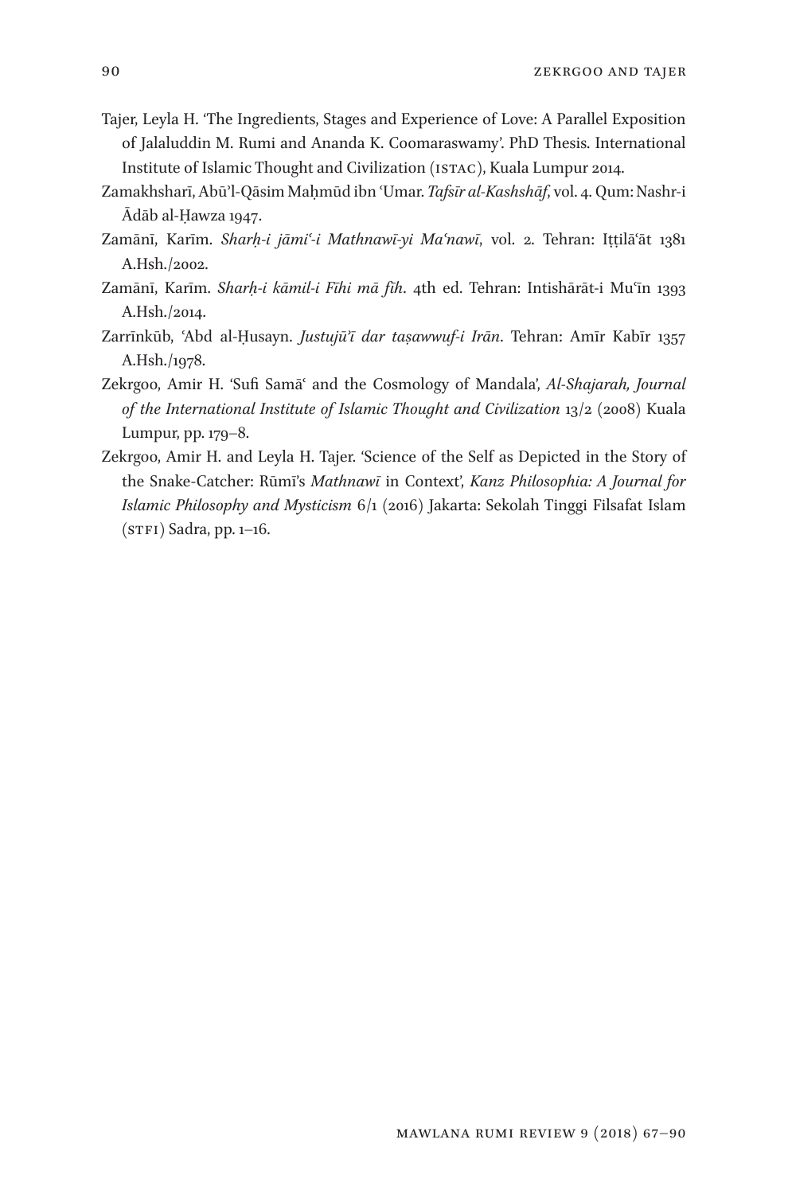Tajer, Leyla H. 'The Ingredients, Stages and Experience of Love: A Parallel Exposition of Jalaluddin M. Rumi and Ananda K. Coomaraswamy'. PhD Thesis. International Institute of Islamic Thought and Civilization (ISTAC), Kuala Lumpur 2014.

Zamakhsharī, Abū'l-Qāsim Maḥmūd ibn 'Umar. *Tafsīr al-Kashshāf*, vol. 4. Qum: Nashr-i Ādāb al-Ḥawza 1947.

Zamānī, Karīm. *Sharḥ-i jāmi'-i Mathnawī-yi Ma'nawī*, vol. 2. Tehran: Iṭṭilā'āt 1381 A.Hsh./2002.

Zamānī, Karīm. *Sharḥ-i kāmil-i Fīhi mā fīh*. 4th ed. Tehran: Intishārāt-i Mu'īn 1393 A.Hsh./2014.

Zarrīnkūb, 'Abd al-Ḥusayn. *Justujū'ī dar taṣawwuf-i Irān*. Tehran: Amīr Kabīr 1357 A.Hsh./1978.

Zekrgoo, Amir H. 'Sufi Samā' and the Cosmology of Mandala', *Al-Shajarah, Journal of the International Institute of Islamic Thought and Civilization* 13/2 (2008) Kuala Lumpur, pp. 179–8.

Zekrgoo, Amir H. and Leyla H. Tajer. 'Science of the Self as Depicted in the Story of the Snake-Catcher: Rūmī's *Mathnawī* in Context', *Kanz Philosophia: A Journal for Islamic Philosophy and Mysticism* 6/1 (2016) Jakarta: Sekolah Tinggi Filsafat Islam (STFI) Sadra, pp. 1–16.